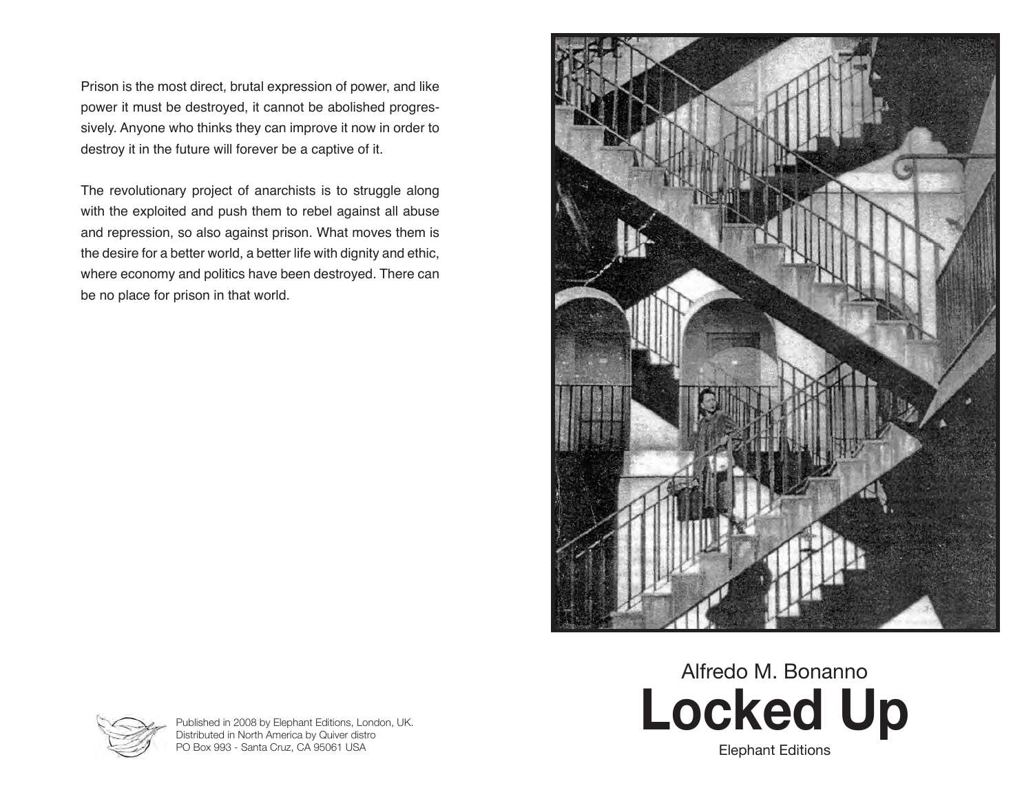Prison is the most direct, brutal expression of power, and like power it must be destroyed, it cannot be abolished progressively. Anyone who thinks they can improve it now in order to destroy it in the future will forever be a captive of it.

The revolutionary project of anarchists is to struggle along with the exploited and push them to rebel against all abuse and repression, so also against prison. What moves them is the desire for a better world, a better life with dignity and ethic, where economy and politics have been destroyed. There can be no place for prison in that world.

Published in 2008 by Elephant Editions, London, UK.
Distributed in North America by Quiver distro
PO Box 993 - Santa Cruz, CA 95061 USA

Alfredo M. Bonanno

# Locked Up

Elephant Editions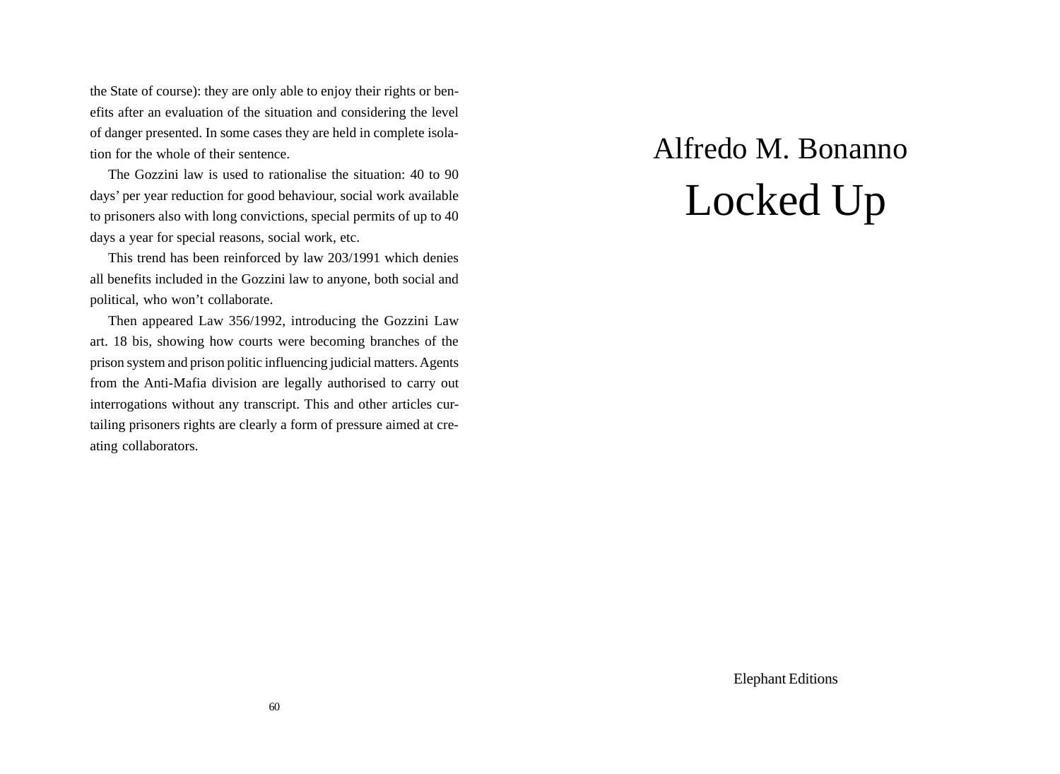the State of course): they are only able to enjoy their rights or benefits after an evaluation of the situation and considering the level of danger presented. In some cases they are held in complete isolation for the whole of their sentence.

The Gozzini law is used to rationalise the situation: 40 to 90 days' per year reduction for good behaviour, social work available to prisoners also with long convictions, special permits of up to 40 days a year for special reasons, social work, etc.

This trend has been reinforced by law 203/1991 which denies all benefits included in the Gozzini law to anyone, both social and political, who won't collaborate.

Then appeared Law 356/1992, introducing the Gozzini Law art. 18 bis, showing how courts were becoming branches of the prison system and prison politic influencing judicial matters. Agents from the Anti-Mafia division are legally authorised to carry out interrogations without any transcript. This and other articles curtailing prisoners rights are clearly a form of pressure aimed at creating collaborators.

Alfredo M. Bonanno

# Locked Up

Elephant Editions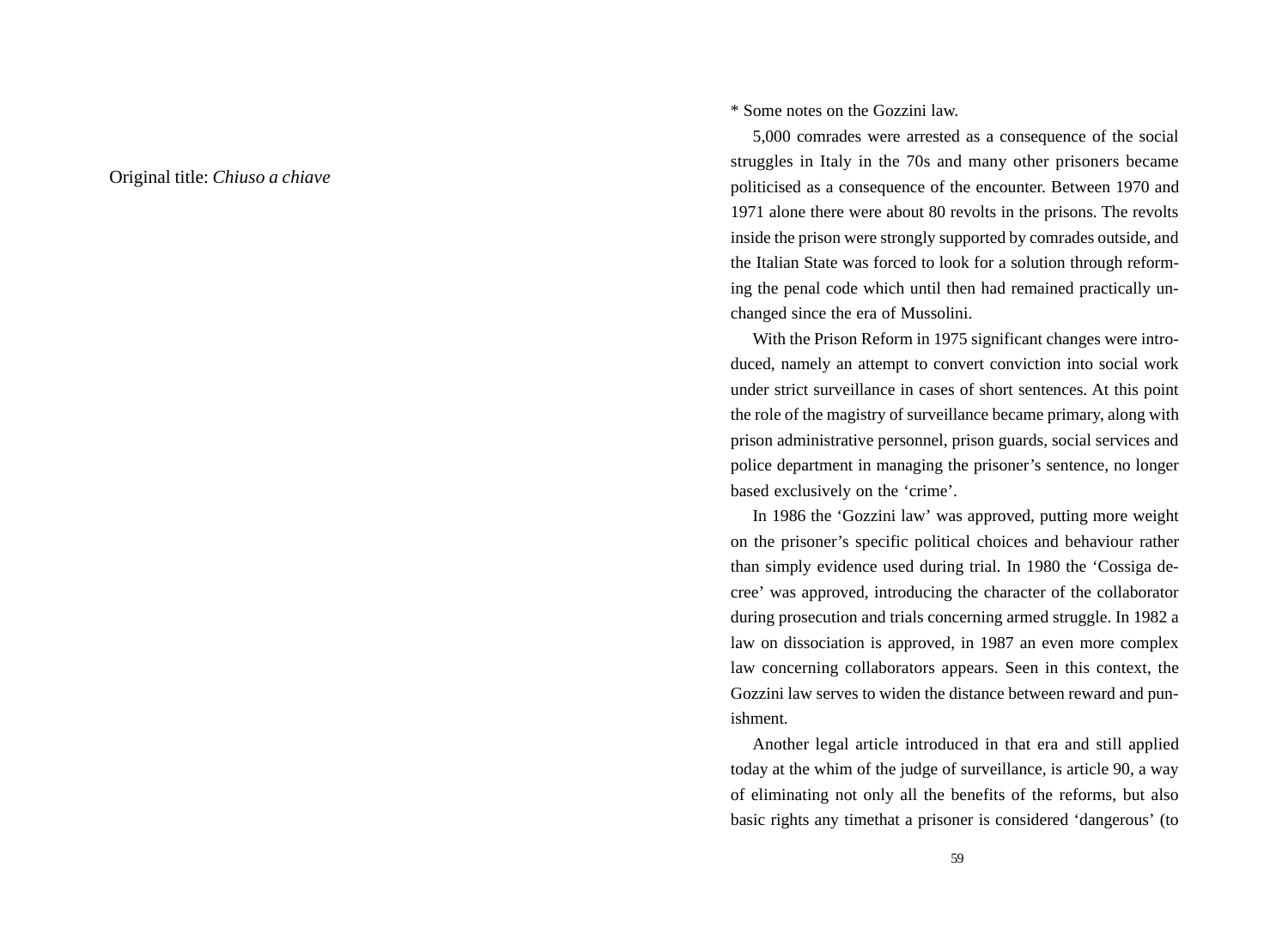Original title: *Chiuso a chiave*

* Some notes on the Gozzini law.

5,000 comrades were arrested as a consequence of the social struggles in Italy in the 70s and many other prisoners became politicised as a consequence of the encounter. Between 1970 and 1971 alone there were about 80 revolts in the prisons. The revolts inside the prison were strongly supported by comrades outside, and the Italian State was forced to look for a solution through reforming the penal code which until then had remained practically unchanged since the era of Mussolini.

With the Prison Reform in 1975 significant changes were introduced, namely an attempt to convert conviction into social work under strict surveillance in cases of short sentences. At this point the role of the magistry of surveillance became primary, along with prison administrative personnel, prison guards, social services and police department in managing the prisoner's sentence, no longer based exclusively on the 'crime'.

In 1986 the 'Gozzini law' was approved, putting more weight on the prisoner's specific political choices and behaviour rather than simply evidence used during trial. In 1980 the 'Cossiga decree' was approved, introducing the character of the collaborator during prosecution and trials concerning armed struggle. In 1982 a law on dissociation is approved, in 1987 an even more complex law concerning collaborators appears. Seen in this context, the Gozzini law serves to widen the distance between reward and punishment.

Another legal article introduced in that era and still applied today at the whim of the judge of surveillance, is article 90, a way of eliminating not only all the benefits of the reforms, but also basic rights any timethat a prisoner is considered 'dangerous' (to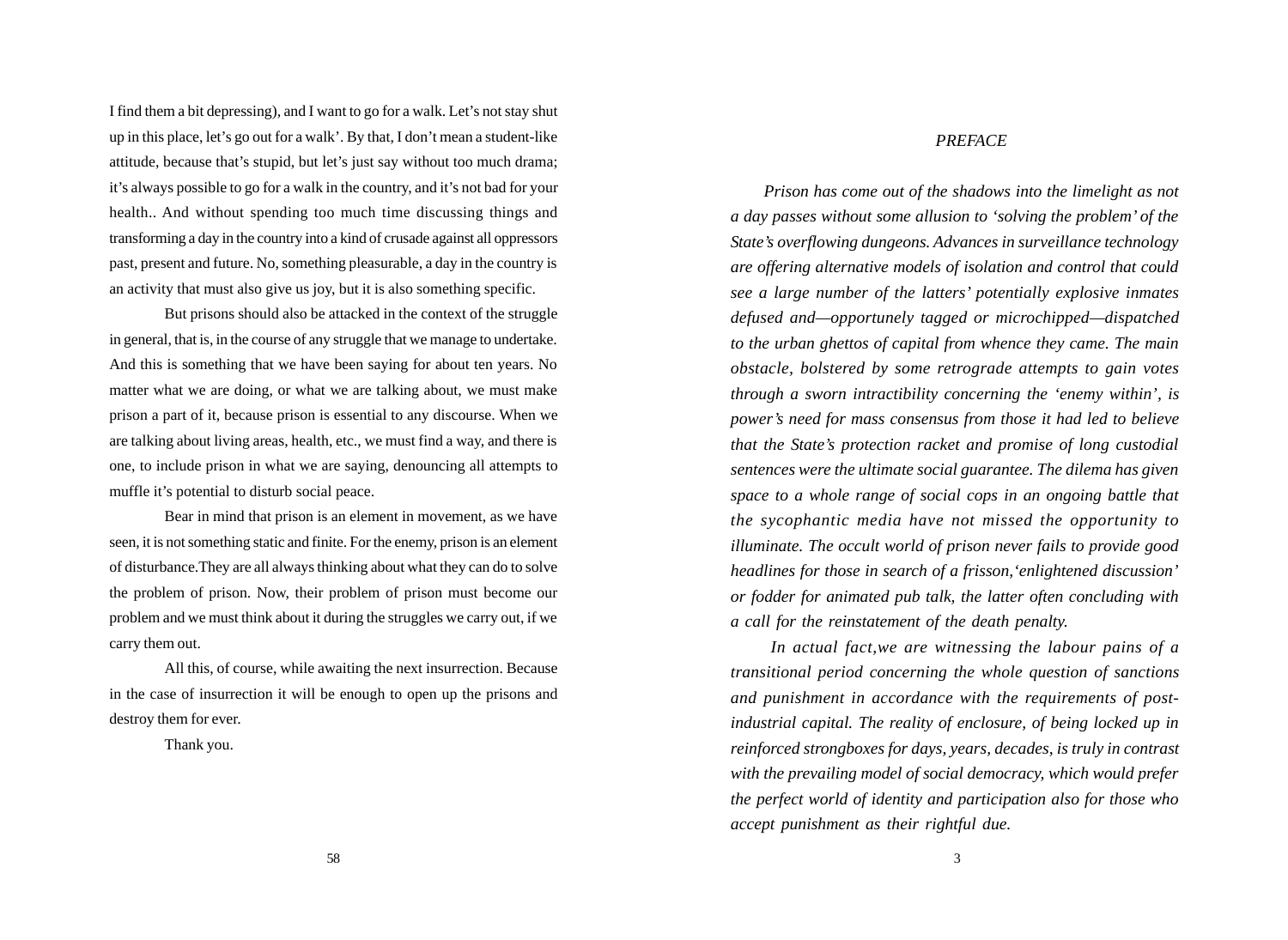I find them a bit depressing), and I want to go for a walk. Let's not stay shut up in this place, let's go out for a walk'. By that, I don't mean a student-like attitude, because that's stupid, but let's just say without too much drama; it's always possible to go for a walk in the country, and it's not bad for your health.. And without spending too much time discussing things and transforming a day in the country into a kind of crusade against all oppressors past, present and future. No, something pleasurable, a day in the country is an activity that must also give us joy, but it is also something specific.

But prisons should also be attacked in the context of the struggle in general, that is, in the course of any struggle that we manage to undertake. And this is something that we have been saying for about ten years. No matter what we are doing, or what we are talking about, we must make prison a part of it, because prison is essential to any discourse. When we are talking about living areas, health, etc., we must find a way, and there is one, to include prison in what we are saying, denouncing all attempts to muffle it's potential to disturb social peace.

Bear in mind that prison is an element in movement, as we have seen, it is not something static and finite. For the enemy, prison is an element of disturbance.They are all always thinking about what they can do to solve the problem of prison. Now, their problem of prison must become our problem and we must think about it during the struggles we carry out, if we carry them out.

All this, of course, while awaiting the next insurrection. Because in the case of insurrection it will be enough to open up the prisons and destroy them for ever.

Thank you.

## *PREFACE*

*Prison has come out of the shadows into the limelight as not a day passes without some allusion to 'solving the problem' of the State's overflowing dungeons. Advances in surveillance technology are offering alternative models of isolation and control that could see a large number of the latters' potentially explosive inmates defused and—opportunely tagged or microchipped—dispatched to the urban ghettos of capital from whence they came. The main obstacle, bolstered by some retrograde attempts to gain votes through a sworn intractibility concerning the 'enemy within', is power's need for mass consensus from those it had led to believe that the State's protection racket and promise of long custodial sentences were the ultimate social guarantee. The dilema has given space to a whole range of social cops in an ongoing battle that the sycophantic media have not missed the opportunity to illuminate. The occult world of prison never fails to provide good headlines for those in search of a frisson,'enlightened discussion' or fodder for animated pub talk, the latter often concluding with a call for the reinstatement of the death penalty.*

*In actual fact,we are witnessing the labour pains of a transitional period concerning the whole question of sanctions and punishment in accordance with the requirements of post-industrial capital. The reality of enclosure, of being locked up in reinforced strongboxes for days, years, decades, is truly in contrast with the prevailing model of social democracy, which would prefer the perfect world of identity and participation also for those who accept punishment as their rightful due.*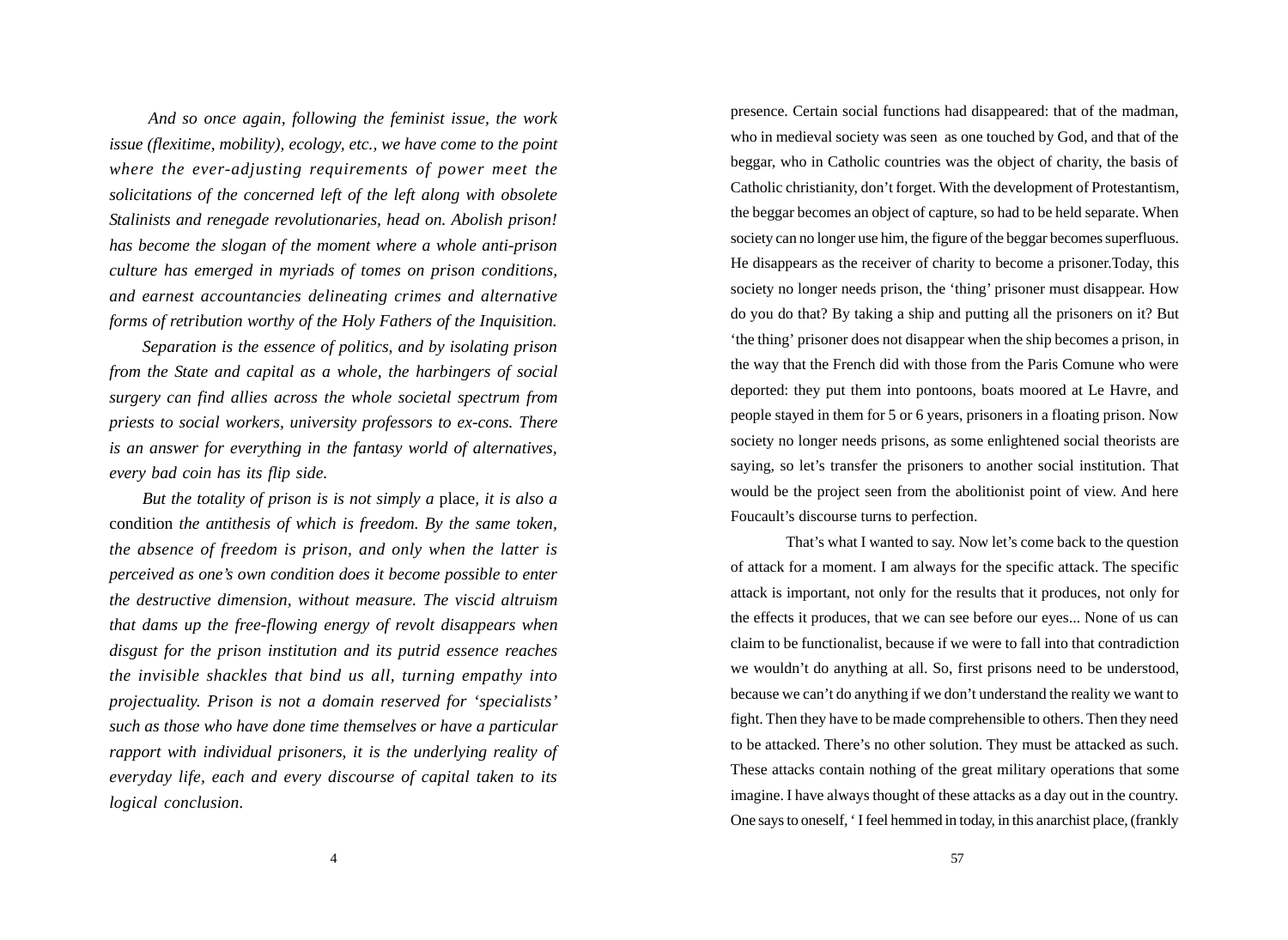*And so once again, following the feminist issue, the work issue (flexitime, mobility), ecology, etc., we have come to the point where the ever-adjusting requirements of power meet the solicitations of the concerned left of the left along with obsolete Stalinists and renegade revolutionaries, head on. Abolish prison! has become the slogan of the moment where a whole anti-prison culture has emerged in myriads of tomes on prison conditions, and earnest accountancies delineating crimes and alternative forms of retribution worthy of the Holy Fathers of the Inquisition.*

*Separation is the essence of politics, and by isolating prison from the State and capital as a whole, the harbingers of social surgery can find allies across the whole societal spectrum from priests to social workers, university professors to ex-cons. There is an answer for everything in the fantasy world of alternatives, every bad coin has its flip side.*

*But the totality of prison is is not simply a* place, *it is also a* condition *the antithesis of which is freedom. By the same token, the absence of freedom is prison, and only when the latter is perceived as one's own condition does it become possible to enter the destructive dimension, without measure. The viscid altruism that dams up the free-flowing energy of revolt disappears when disgust for the prison institution and its putrid essence reaches the invisible shackles that bind us all, turning empathy into projectuality. Prison is not a domain reserved for 'specialists' such as those who have done time themselves or have a particular rapport with individual prisoners, it is the underlying reality of everyday life, each and every discourse of capital taken to its logical conclusion.*

presence. Certain social functions had disappeared: that of the madman, who in medieval society was seen as one touched by God, and that of the beggar, who in Catholic countries was the object of charity, the basis of Catholic christianity, don't forget. With the development of Protestantism, the beggar becomes an object of capture, so had to be held separate. When society can no longer use him, the figure of the beggar becomes superfluous. He disappears as the receiver of charity to become a prisoner.Today, this society no longer needs prison, the 'thing' prisoner must disappear. How do you do that? By taking a ship and putting all the prisoners on it? But 'the thing' prisoner does not disappear when the ship becomes a prison, in the way that the French did with those from the Paris Comune who were deported: they put them into pontoons, boats moored at Le Havre, and people stayed in them for 5 or 6 years, prisoners in a floating prison. Now society no longer needs prisons, as some enlightened social theorists are saying, so let's transfer the prisoners to another social institution. That would be the project seen from the abolitionist point of view. And here Foucault's discourse turns to perfection.

That's what I wanted to say. Now let's come back to the question of attack for a moment. I am always for the specific attack. The specific attack is important, not only for the results that it produces, not only for the effects it produces, that we can see before our eyes... None of us can claim to be functionalist, because if we were to fall into that contradiction we wouldn't do anything at all. So, first prisons need to be understood, because we can't do anything if we don't understand the reality we want to fight. Then they have to be made comprehensible to others. Then they need to be attacked. There's no other solution. They must be attacked as such. These attacks contain nothing of the great military operations that some imagine. I have always thought of these attacks as a day out in the country. One says to oneself, ' I feel hemmed in today, in this anarchist place, (frankly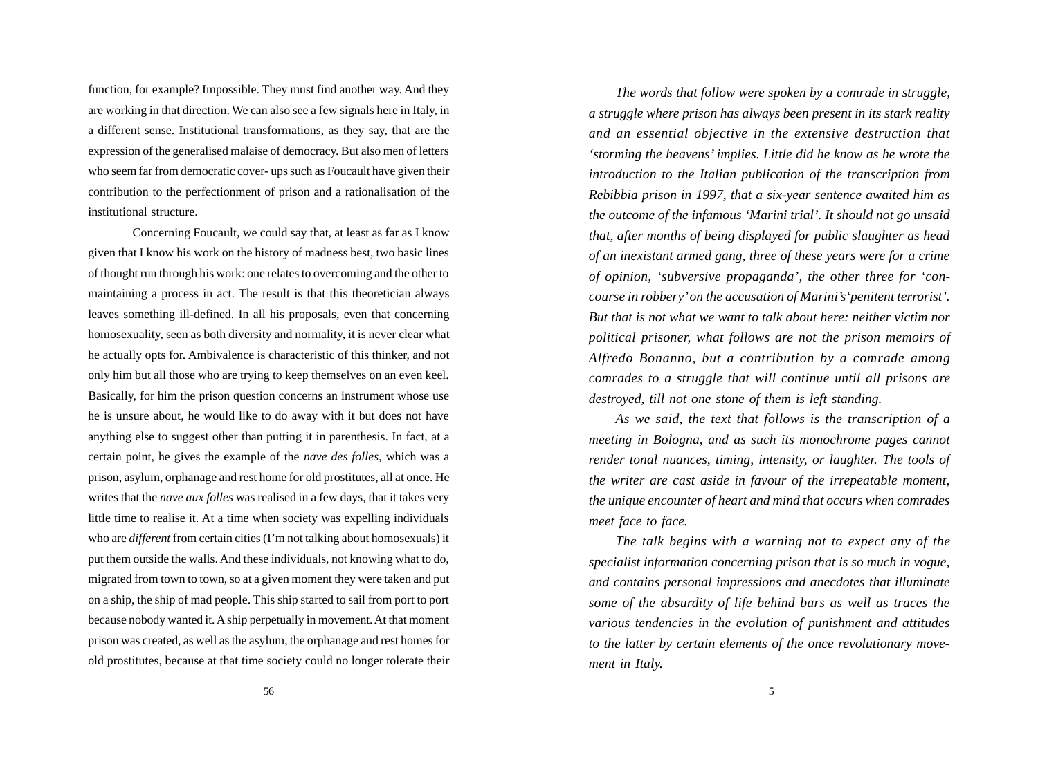function, for example? Impossible. They must find another way. And they are working in that direction. We can also see a few signals here in Italy, in a different sense. Institutional transformations, as they say, that are the expression of the generalised malaise of democracy. But also men of letters who seem far from democratic cover- ups such as Foucault have given their contribution to the perfectionment of prison and a rationalisation of the institutional structure.

Concerning Foucault, we could say that, at least as far as I know given that I know his work on the history of madness best, two basic lines of thought run through his work: one relates to overcoming and the other to maintaining a process in act. The result is that this theoretician always leaves something ill-defined. In all his proposals, even that concerning homosexuality, seen as both diversity and normality, it is never clear what he actually opts for. Ambivalence is characteristic of this thinker, and not only him but all those who are trying to keep themselves on an even keel. Basically, for him the prison question concerns an instrument whose use he is unsure about, he would like to do away with it but does not have anything else to suggest other than putting it in parenthesis. In fact, at a certain point, he gives the example of the *nave des folles*, which was a prison, asylum, orphanage and rest home for old prostitutes, all at once. He writes that the *nave aux folles* was realised in a few days, that it takes very little time to realise it. At a time when society was expelling individuals who are *different* from certain cities (I'm not talking about homosexuals) it put them outside the walls. And these individuals, not knowing what to do, migrated from town to town, so at a given moment they were taken and put on a ship, the ship of mad people. This ship started to sail from port to port because nobody wanted it. A ship perpetually in movement. At that moment prison was created, as well as the asylum, the orphanage and rest homes for old prostitutes, because at that time society could no longer tolerate their

*The words that follow were spoken by a comrade in struggle, a struggle where prison has always been present in its stark reality and an essential objective in the extensive destruction that 'storming the heavens' implies. Little did he know as he wrote the introduction to the Italian publication of the transcription from Rebibbia prison in 1997, that a six-year sentence awaited him as the outcome of the infamous 'Marini trial'. It should not go unsaid that, after months of being displayed for public slaughter as head of an inexistant armed gang, three of these years were for a crime of opinion, 'subversive propaganda', the other three for 'concourse in robbery' on the accusation of Marini's 'penitent terrorist'. But that is not what we want to talk about here: neither victim nor political prisoner, what follows are not the prison memoirs of Alfredo Bonanno, but a contribution by a comrade among comrades to a struggle that will continue until all prisons are destroyed, till not one stone of them is left standing.*

*As we said, the text that follows is the transcription of a meeting in Bologna, and as such its monochrome pages cannot render tonal nuances, timing, intensity, or laughter. The tools of the writer are cast aside in favour of the irrepeatable moment, the unique encounter of heart and mind that occurs when comrades meet face to face.*

*The talk begins with a warning not to expect any of the specialist information concerning prison that is so much in vogue, and contains personal impressions and anecdotes that illuminate some of the absurdity of life behind bars as well as traces the various tendencies in the evolution of punishment and attitudes to the latter by certain elements of the once revolutionary movement in Italy.*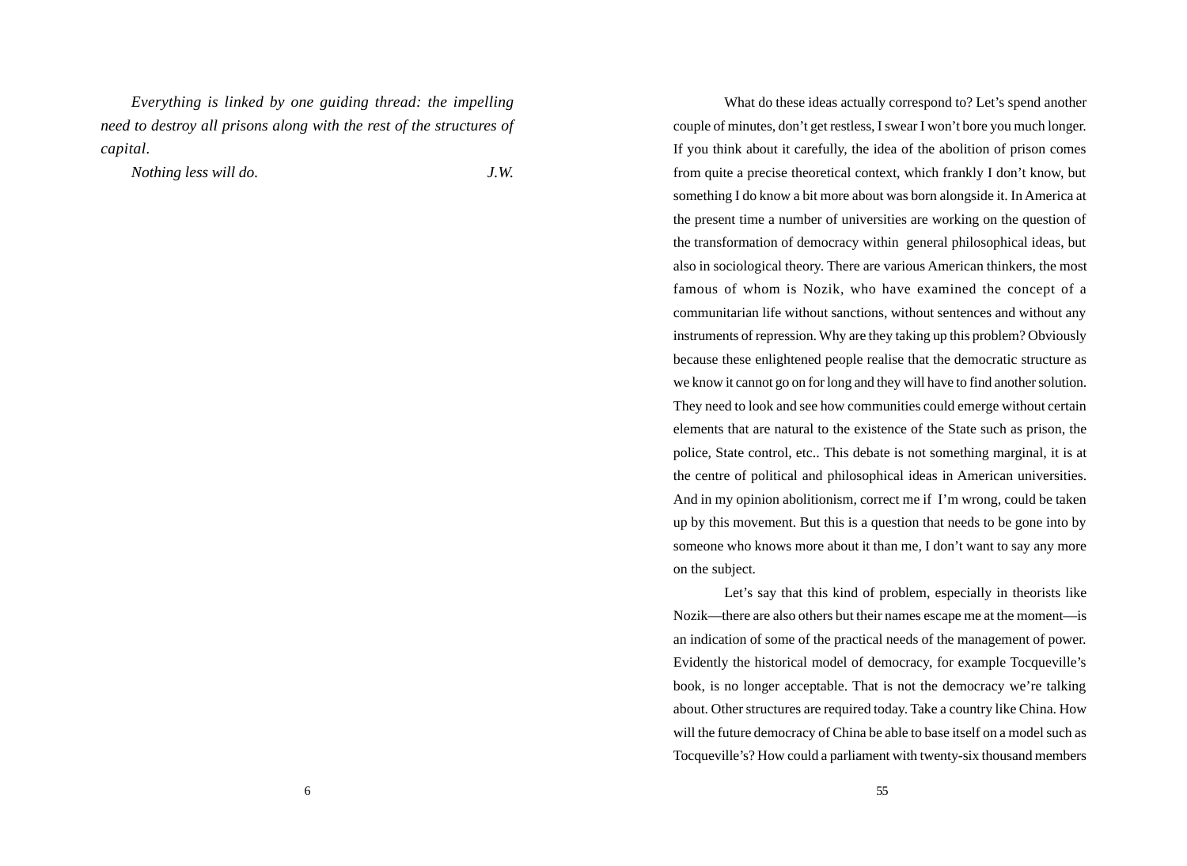*Everything is linked by one guiding thread: the impelling need to destroy all prisons along with the rest of the structures of capital.*

*Nothing less will do.* *J.W.*

What do these ideas actually correspond to? Let's spend another couple of minutes, don't get restless, I swear I won't bore you much longer. If you think about it carefully, the idea of the abolition of prison comes from quite a precise theoretical context, which frankly I don't know, but something I do know a bit more about was born alongside it. In America at the present time a number of universities are working on the question of the transformation of democracy within general philosophical ideas, but also in sociological theory. There are various American thinkers, the most famous of whom is Nozik, who have examined the concept of a communitarian life without sanctions, without sentences and without any instruments of repression. Why are they taking up this problem? Obviously because these enlightened people realise that the democratic structure as we know it cannot go on for long and they will have to find another solution. They need to look and see how communities could emerge without certain elements that are natural to the existence of the State such as prison, the police, State control, etc.. This debate is not something marginal, it is at the centre of political and philosophical ideas in American universities. And in my opinion abolitionism, correct me if I'm wrong, could be taken up by this movement. But this is a question that needs to be gone into by someone who knows more about it than me, I don't want to say any more on the subject.

Let's say that this kind of problem, especially in theorists like Nozik—there are also others but their names escape me at the moment—is an indication of some of the practical needs of the management of power. Evidently the historical model of democracy, for example Tocqueville's book, is no longer acceptable. That is not the democracy we're talking about. Other structures are required today. Take a country like China. How will the future democracy of China be able to base itself on a model such as Tocqueville's? How could a parliament with twenty-six thousand members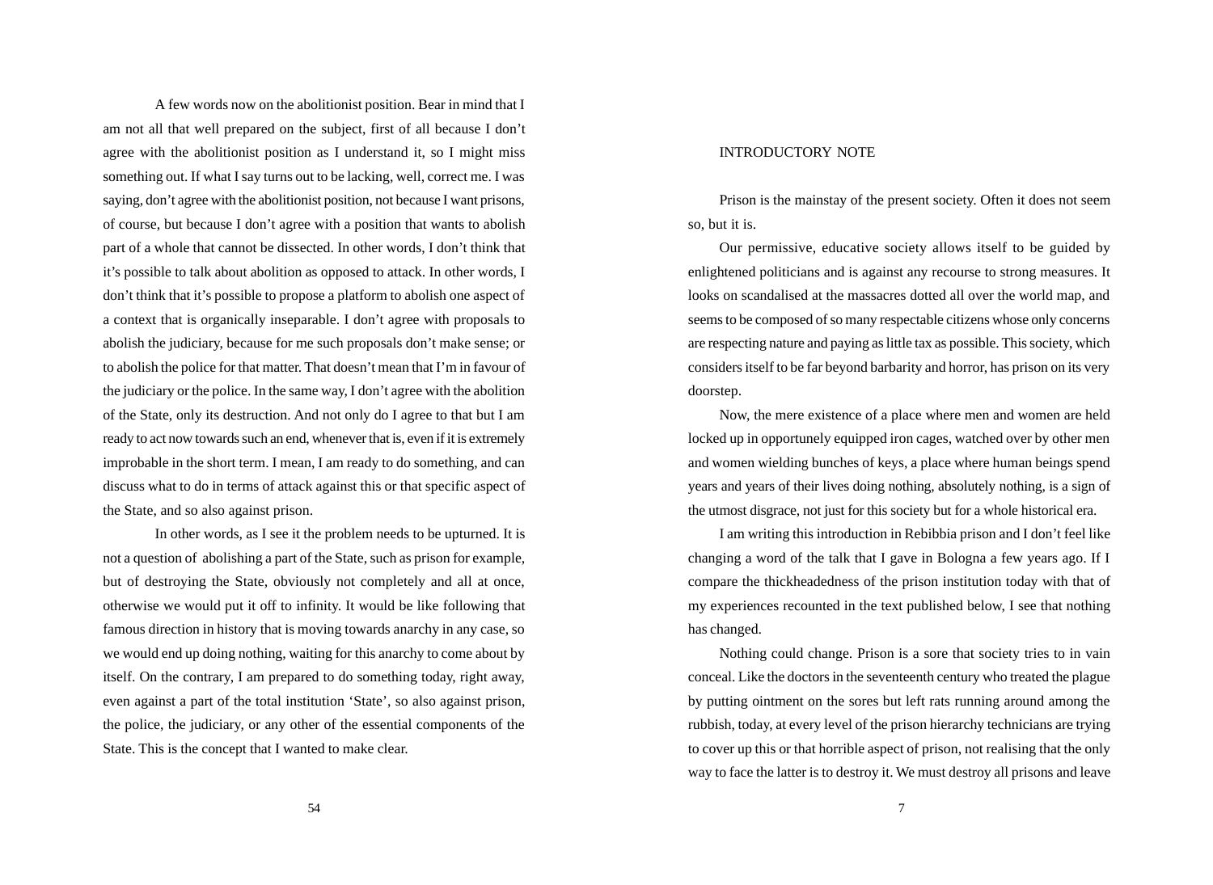A few words now on the abolitionist position. Bear in mind that I am not all that well prepared on the subject, first of all because I don't agree with the abolitionist position as I understand it, so I might miss something out. If what I say turns out to be lacking, well, correct me. I was saying, don't agree with the abolitionist position, not because I want prisons, of course, but because I don't agree with a position that wants to abolish part of a whole that cannot be dissected. In other words, I don't think that it's possible to talk about abolition as opposed to attack. In other words, I don't think that it's possible to propose a platform to abolish one aspect of a context that is organically inseparable. I don't agree with proposals to abolish the judiciary, because for me such proposals don't make sense; or to abolish the police for that matter. That doesn't mean that I'm in favour of the judiciary or the police. In the same way, I don't agree with the abolition of the State, only its destruction. And not only do I agree to that but I am ready to act now towards such an end, whenever that is, even if it is extremely improbable in the short term. I mean, I am ready to do something, and can discuss what to do in terms of attack against this or that specific aspect of the State, and so also against prison.

In other words, as I see it the problem needs to be upturned. It is not a question of abolishing a part of the State, such as prison for example, but of destroying the State, obviously not completely and all at once, otherwise we would put it off to infinity. It would be like following that famous direction in history that is moving towards anarchy in any case, so we would end up doing nothing, waiting for this anarchy to come about by itself. On the contrary, I am prepared to do something today, right away, even against a part of the total institution 'State', so also against prison, the police, the judiciary, or any other of the essential components of the State. This is the concept that I wanted to make clear.

## INTRODUCTORY NOTE

Prison is the mainstay of the present society. Often it does not seem so, but it is.

Our permissive, educative society allows itself to be guided by enlightened politicians and is against any recourse to strong measures. It looks on scandalised at the massacres dotted all over the world map, and seems to be composed of so many respectable citizens whose only concerns are respecting nature and paying as little tax as possible. This society, which considers itself to be far beyond barbarity and horror, has prison on its very doorstep.

Now, the mere existence of a place where men and women are held locked up in opportunely equipped iron cages, watched over by other men and women wielding bunches of keys, a place where human beings spend years and years of their lives doing nothing, absolutely nothing, is a sign of the utmost disgrace, not just for this society but for a whole historical era.

I am writing this introduction in Rebibbia prison and I don't feel like changing a word of the talk that I gave in Bologna a few years ago. If I compare the thickheadedness of the prison institution today with that of my experiences recounted in the text published below, I see that nothing has changed.

Nothing could change. Prison is a sore that society tries to in vain conceal. Like the doctors in the seventeenth century who treated the plague by putting ointment on the sores but left rats running around among the rubbish, today, at every level of the prison hierarchy technicians are trying to cover up this or that horrible aspect of prison, not realising that the only way to face the latter is to destroy it. We must destroy all prisons and leave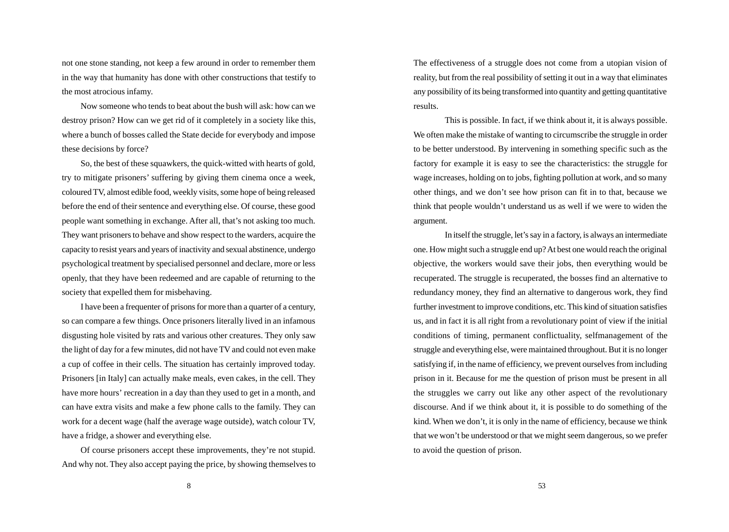not one stone standing, not keep a few around in order to remember them in the way that humanity has done with other constructions that testify to the most atrocious infamy.

Now someone who tends to beat about the bush will ask: how can we destroy prison? How can we get rid of it completely in a society like this, where a bunch of bosses called the State decide for everybody and impose these decisions by force?

So, the best of these squawkers, the quick-witted with hearts of gold, try to mitigate prisoners' suffering by giving them cinema once a week, coloured TV, almost edible food, weekly visits, some hope of being released before the end of their sentence and everything else. Of course, these good people want something in exchange. After all, that's not asking too much. They want prisoners to behave and show respect to the warders, acquire the capacity to resist years and years of inactivity and sexual abstinence, undergo psychological treatment by specialised personnel and declare, more or less openly, that they have been redeemed and are capable of returning to the society that expelled them for misbehaving.

I have been a frequenter of prisons for more than a quarter of a century, so can compare a few things. Once prisoners literally lived in an infamous disgusting hole visited by rats and various other creatures. They only saw the light of day for a few minutes, did not have TV and could not even make a cup of coffee in their cells. The situation has certainly improved today. Prisoners [in Italy] can actually make meals, even cakes, in the cell. They have more hours' recreation in a day than they used to get in a month, and can have extra visits and make a few phone calls to the family. They can work for a decent wage (half the average wage outside), watch colour TV, have a fridge, a shower and everything else.

Of course prisoners accept these improvements, they're not stupid. And why not. They also accept paying the price, by showing themselves to

The effectiveness of a struggle does not come from a utopian vision of reality, but from the real possibility of setting it out in a way that eliminates any possibility of its being transformed into quantity and getting quantitative results.

This is possible. In fact, if we think about it, it is always possible. We often make the mistake of wanting to circumscribe the struggle in order to be better understood. By intervening in something specific such as the factory for example it is easy to see the characteristics: the struggle for wage increases, holding on to jobs, fighting pollution at work, and so many other things, and we don't see how prison can fit in to that, because we think that people wouldn't understand us as well if we were to widen the argument.

In itself the struggle, let's say in a factory, is always an intermediate one. How might such a struggle end up? At best one would reach the original objective, the workers would save their jobs, then everything would be recuperated. The struggle is recuperated, the bosses find an alternative to redundancy money, they find an alternative to dangerous work, they find further investment to improve conditions, etc. This kind of situation satisfies us, and in fact it is all right from a revolutionary point of view if the initial conditions of timing, permanent conflictuality, selfmanagement of the struggle and everything else, were maintained throughout. But it is no longer satisfying if, in the name of efficiency, we prevent ourselves from including prison in it. Because for me the question of prison must be present in all the struggles we carry out like any other aspect of the revolutionary discourse. And if we think about it, it is possible to do something of the kind. When we don't, it is only in the name of efficiency, because we think that we won't be understood or that we might seem dangerous, so we prefer to avoid the question of prison.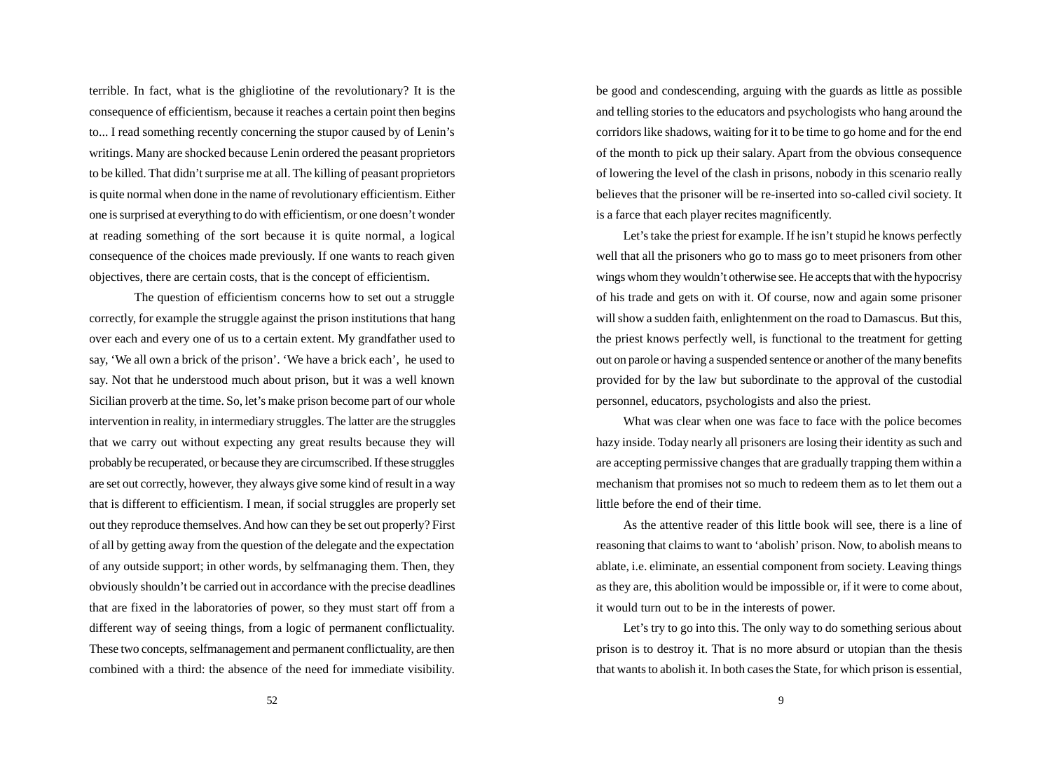terrible. In fact, what is the ghigliotine of the revolutionary? It is the consequence of efficientism, because it reaches a certain point then begins to... I read something recently concerning the stupor caused by of Lenin's writings. Many are shocked because Lenin ordered the peasant proprietors to be killed. That didn't surprise me at all. The killing of peasant proprietors is quite normal when done in the name of revolutionary efficientism. Either one is surprised at everything to do with efficientism, or one doesn't wonder at reading something of the sort because it is quite normal, a logical consequence of the choices made previously. If one wants to reach given objectives, there are certain costs, that is the concept of efficientism.

The question of efficientism concerns how to set out a struggle correctly, for example the struggle against the prison institutions that hang over each and every one of us to a certain extent. My grandfather used to say, 'We all own a brick of the prison'. 'We have a brick each', he used to say. Not that he understood much about prison, but it was a well known Sicilian proverb at the time. So, let's make prison become part of our whole intervention in reality, in intermediary struggles. The latter are the struggles that we carry out without expecting any great results because they will probably be recuperated, or because they are circumscribed. If these struggles are set out correctly, however, they always give some kind of result in a way that is different to efficientism. I mean, if social struggles are properly set out they reproduce themselves. And how can they be set out properly? First of all by getting away from the question of the delegate and the expectation of any outside support; in other words, by selfmanaging them. Then, they obviously shouldn't be carried out in accordance with the precise deadlines that are fixed in the laboratories of power, so they must start off from a different way of seeing things, from a logic of permanent conflictuality. These two concepts, selfmanagement and permanent conflictuality, are then combined with a third: the absence of the need for immediate visibility.

be good and condescending, arguing with the guards as little as possible and telling stories to the educators and psychologists who hang around the corridors like shadows, waiting for it to be time to go home and for the end of the month to pick up their salary. Apart from the obvious consequence of lowering the level of the clash in prisons, nobody in this scenario really believes that the prisoner will be re-inserted into so-called civil society. It is a farce that each player recites magnificently.

Let's take the priest for example. If he isn't stupid he knows perfectly well that all the prisoners who go to mass go to meet prisoners from other wings whom they wouldn't otherwise see. He accepts that with the hypocrisy of his trade and gets on with it. Of course, now and again some prisoner will show a sudden faith, enlightenment on the road to Damascus. But this, the priest knows perfectly well, is functional to the treatment for getting out on parole or having a suspended sentence or another of the many benefits provided for by the law but subordinate to the approval of the custodial personnel, educators, psychologists and also the priest.

What was clear when one was face to face with the police becomes hazy inside. Today nearly all prisoners are losing their identity as such and are accepting permissive changes that are gradually trapping them within a mechanism that promises not so much to redeem them as to let them out a little before the end of their time.

As the attentive reader of this little book will see, there is a line of reasoning that claims to want to 'abolish' prison. Now, to abolish means to ablate, i.e. eliminate, an essential component from society. Leaving things as they are, this abolition would be impossible or, if it were to come about, it would turn out to be in the interests of power.

Let's try to go into this. The only way to do something serious about prison is to destroy it. That is no more absurd or utopian than the thesis that wants to abolish it. In both cases the State, for which prison is essential,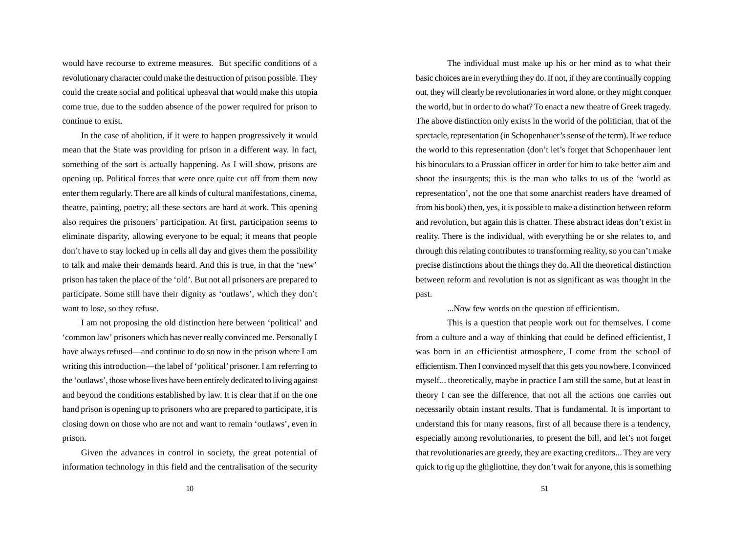would have recourse to extreme measures. But specific conditions of a revolutionary character could make the destruction of prison possible. They could the create social and political upheaval that would make this utopia come true, due to the sudden absence of the power required for prison to continue to exist.

In the case of abolition, if it were to happen progressively it would mean that the State was providing for prison in a different way. In fact, something of the sort is actually happening. As I will show, prisons are opening up. Political forces that were once quite cut off from them now enter them regularly. There are all kinds of cultural manifestations, cinema, theatre, painting, poetry; all these sectors are hard at work. This opening also requires the prisoners' participation. At first, participation seems to eliminate disparity, allowing everyone to be equal; it means that people don't have to stay locked up in cells all day and gives them the possibility to talk and make their demands heard. And this is true, in that the 'new' prison has taken the place of the 'old'. But not all prisoners are prepared to participate. Some still have their dignity as 'outlaws', which they don't want to lose, so they refuse.

I am not proposing the old distinction here between 'political' and 'common law' prisoners which has never really convinced me. Personally I have always refused—and continue to do so now in the prison where I am writing this introduction—the label of 'political' prisoner. I am referring to the 'outlaws', those whose lives have been entirely dedicated to living against and beyond the conditions established by law. It is clear that if on the one hand prison is opening up to prisoners who are prepared to participate, it is closing down on those who are not and want to remain 'outlaws', even in prison.

Given the advances in control in society, the great potential of information technology in this field and the centralisation of the security

The individual must make up his or her mind as to what their basic choices are in everything they do. If not, if they are continually copping out, they will clearly be revolutionaries in word alone, or they might conquer the world, but in order to do what? To enact a new theatre of Greek tragedy. The above distinction only exists in the world of the politician, that of the spectacle, representation (in Schopenhauer's sense of the term). If we reduce the world to this representation (don't let's forget that Schopenhauer lent his binoculars to a Prussian officer in order for him to take better aim and shoot the insurgents; this is the man who talks to us of the 'world as representation', not the one that some anarchist readers have dreamed of from his book) then, yes, it is possible to make a distinction between reform and revolution, but again this is chatter. These abstract ideas don't exist in reality. There is the individual, with everything he or she relates to, and through this relating contributes to transforming reality, so you can't make precise distinctions about the things they do. All the theoretical distinction between reform and revolution is not as significant as was thought in the past.

...Now few words on the question of efficientism.

This is a question that people work out for themselves. I come from a culture and a way of thinking that could be defined efficientist, I was born in an efficientist atmosphere, I come from the school of efficientism. Then I convinced myself that this gets you nowhere. I convinced myself... theoretically, maybe in practice I am still the same, but at least in theory I can see the difference, that not all the actions one carries out necessarily obtain instant results. That is fundamental. It is important to understand this for many reasons, first of all because there is a tendency, especially among revolutionaries, to present the bill, and let's not forget that revolutionaries are greedy, they are exacting creditors... They are very quick to rig up the ghigliottine, they don't wait for anyone, this is something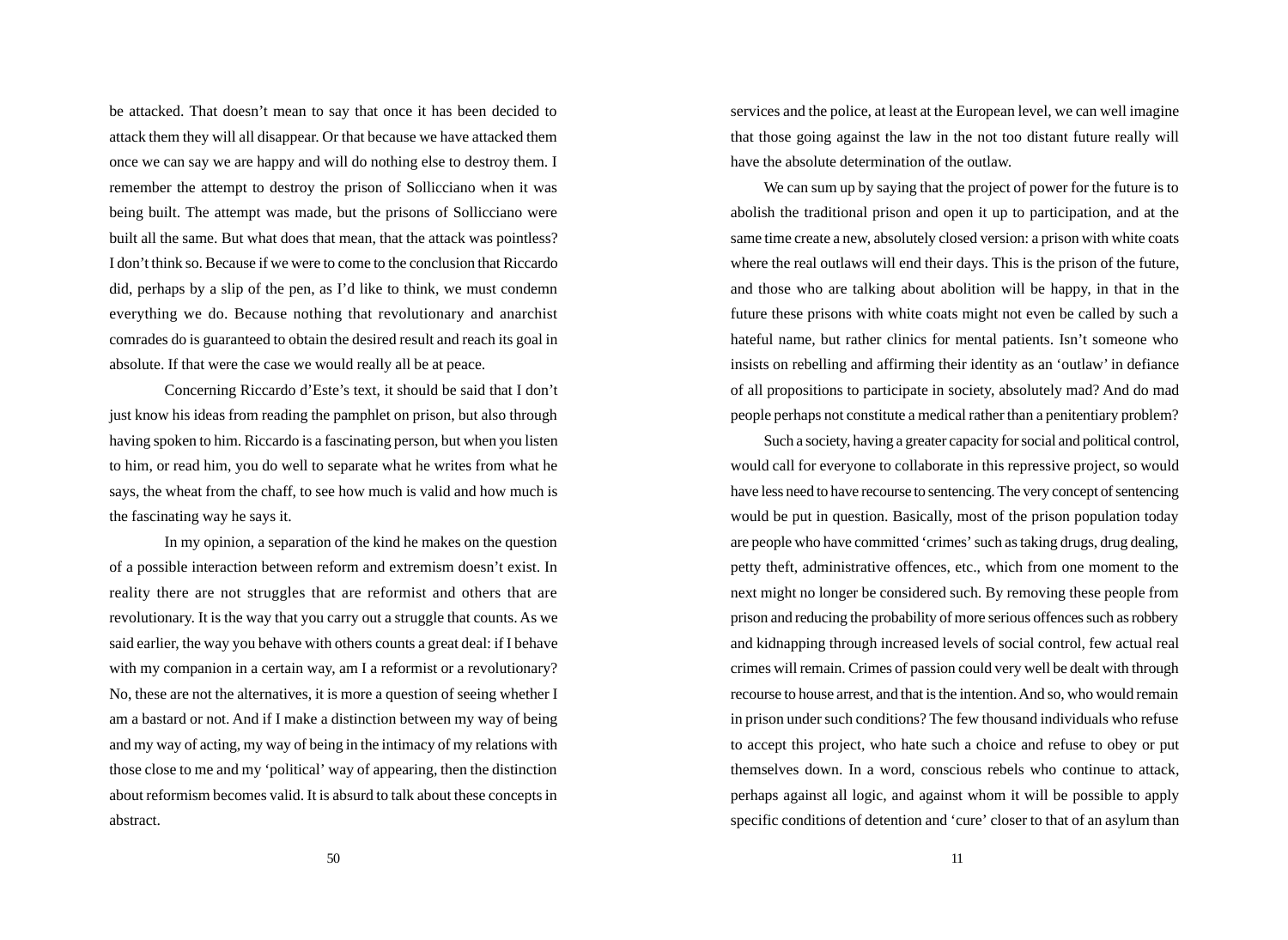be attacked. That doesn't mean to say that once it has been decided to attack them they will all disappear. Or that because we have attacked them once we can say we are happy and will do nothing else to destroy them. I remember the attempt to destroy the prison of Sollicciano when it was being built. The attempt was made, but the prisons of Sollicciano were built all the same. But what does that mean, that the attack was pointless? I don't think so. Because if we were to come to the conclusion that Riccardo did, perhaps by a slip of the pen, as I'd like to think, we must condemn everything we do. Because nothing that revolutionary and anarchist comrades do is guaranteed to obtain the desired result and reach its goal in absolute. If that were the case we would really all be at peace.

Concerning Riccardo d'Este's text, it should be said that I don't just know his ideas from reading the pamphlet on prison, but also through having spoken to him. Riccardo is a fascinating person, but when you listen to him, or read him, you do well to separate what he writes from what he says, the wheat from the chaff, to see how much is valid and how much is the fascinating way he says it.

In my opinion, a separation of the kind he makes on the question of a possible interaction between reform and extremism doesn't exist. In reality there are not struggles that are reformist and others that are revolutionary. It is the way that you carry out a struggle that counts. As we said earlier, the way you behave with others counts a great deal: if I behave with my companion in a certain way, am I a reformist or a revolutionary? No, these are not the alternatives, it is more a question of seeing whether I am a bastard or not. And if I make a distinction between my way of being and my way of acting, my way of being in the intimacy of my relations with those close to me and my 'political' way of appearing, then the distinction about reformism becomes valid. It is absurd to talk about these concepts in abstract.

services and the police, at least at the European level, we can well imagine that those going against the law in the not too distant future really will have the absolute determination of the outlaw.

We can sum up by saying that the project of power for the future is to abolish the traditional prison and open it up to participation, and at the same time create a new, absolutely closed version: a prison with white coats where the real outlaws will end their days. This is the prison of the future, and those who are talking about abolition will be happy, in that in the future these prisons with white coats might not even be called by such a hateful name, but rather clinics for mental patients. Isn't someone who insists on rebelling and affirming their identity as an 'outlaw' in defiance of all propositions to participate in society, absolutely mad? And do mad people perhaps not constitute a medical rather than a penitentiary problem?

Such a society, having a greater capacity for social and political control, would call for everyone to collaborate in this repressive project, so would have less need to have recourse to sentencing. The very concept of sentencing would be put in question. Basically, most of the prison population today are people who have committed 'crimes' such as taking drugs, drug dealing, petty theft, administrative offences, etc., which from one moment to the next might no longer be considered such. By removing these people from prison and reducing the probability of more serious offences such as robbery and kidnapping through increased levels of social control, few actual real crimes will remain. Crimes of passion could very well be dealt with through recourse to house arrest, and that is the intention. And so, who would remain in prison under such conditions? The few thousand individuals who refuse to accept this project, who hate such a choice and refuse to obey or put themselves down. In a word, conscious rebels who continue to attack, perhaps against all logic, and against whom it will be possible to apply specific conditions of detention and 'cure' closer to that of an asylum than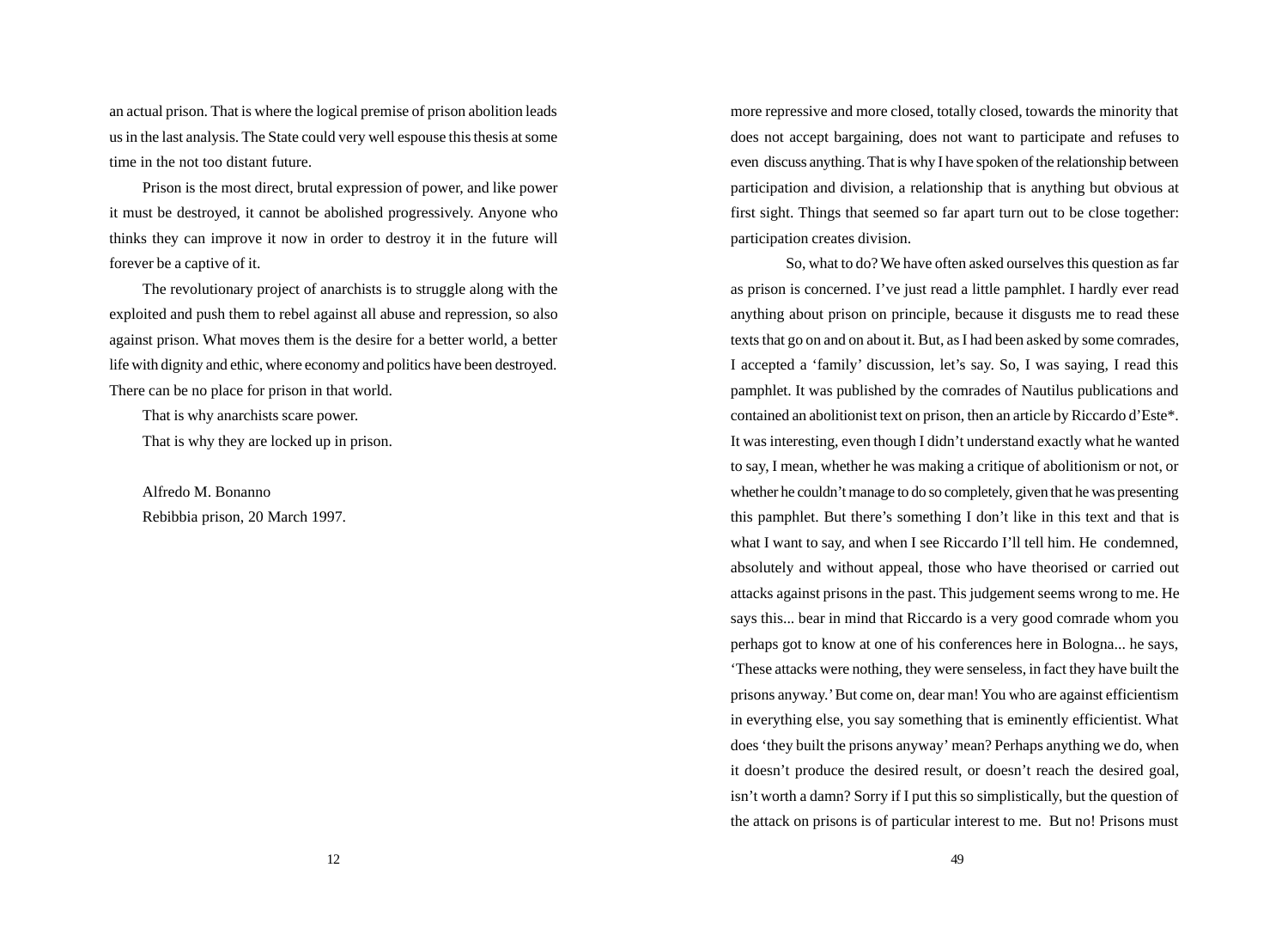an actual prison. That is where the logical premise of prison abolition leads us in the last analysis. The State could very well espouse this thesis at some time in the not too distant future.

Prison is the most direct, brutal expression of power, and like power it must be destroyed, it cannot be abolished progressively. Anyone who thinks they can improve it now in order to destroy it in the future will forever be a captive of it.

The revolutionary project of anarchists is to struggle along with the exploited and push them to rebel against all abuse and repression, so also against prison. What moves them is the desire for a better world, a better life with dignity and ethic, where economy and politics have been destroyed. There can be no place for prison in that world.

That is why anarchists scare power.

That is why they are locked up in prison.

Alfredo M. Bonanno

Rebibbia prison, 20 March 1997.

more repressive and more closed, totally closed, towards the minority that does not accept bargaining, does not want to participate and refuses to even discuss anything. That is why I have spoken of the relationship between participation and division, a relationship that is anything but obvious at first sight. Things that seemed so far apart turn out to be close together: participation creates division.

So, what to do? We have often asked ourselves this question as far as prison is concerned. I've just read a little pamphlet. I hardly ever read anything about prison on principle, because it disgusts me to read these texts that go on and on about it. But, as I had been asked by some comrades, I accepted a 'family' discussion, let's say. So, I was saying, I read this pamphlet. It was published by the comrades of Nautilus publications and contained an abolitionist text on prison, then an article by Riccardo d'Este*. It was interesting, even though I didn't understand exactly what he wanted to say, I mean, whether he was making a critique of abolitionism or not, or whether he couldn't manage to do so completely, given that he was presenting this pamphlet. But there's something I don't like in this text and that is what I want to say, and when I see Riccardo I'll tell him. He condemned, absolutely and without appeal, those who have theorised or carried out attacks against prisons in the past. This judgement seems wrong to me. He says this... bear in mind that Riccardo is a very good comrade whom you perhaps got to know at one of his conferences here in Bologna... he says, 'These attacks were nothing, they were senseless, in fact they have built the prisons anyway.' But come on, dear man! You who are against efficientism in everything else, you say something that is eminently efficientist. What does 'they built the prisons anyway' mean? Perhaps anything we do, when it doesn't produce the desired result, or doesn't reach the desired goal, isn't worth a damn? Sorry if I put this so simplistically, but the question of the attack on prisons is of particular interest to me. But no! Prisons must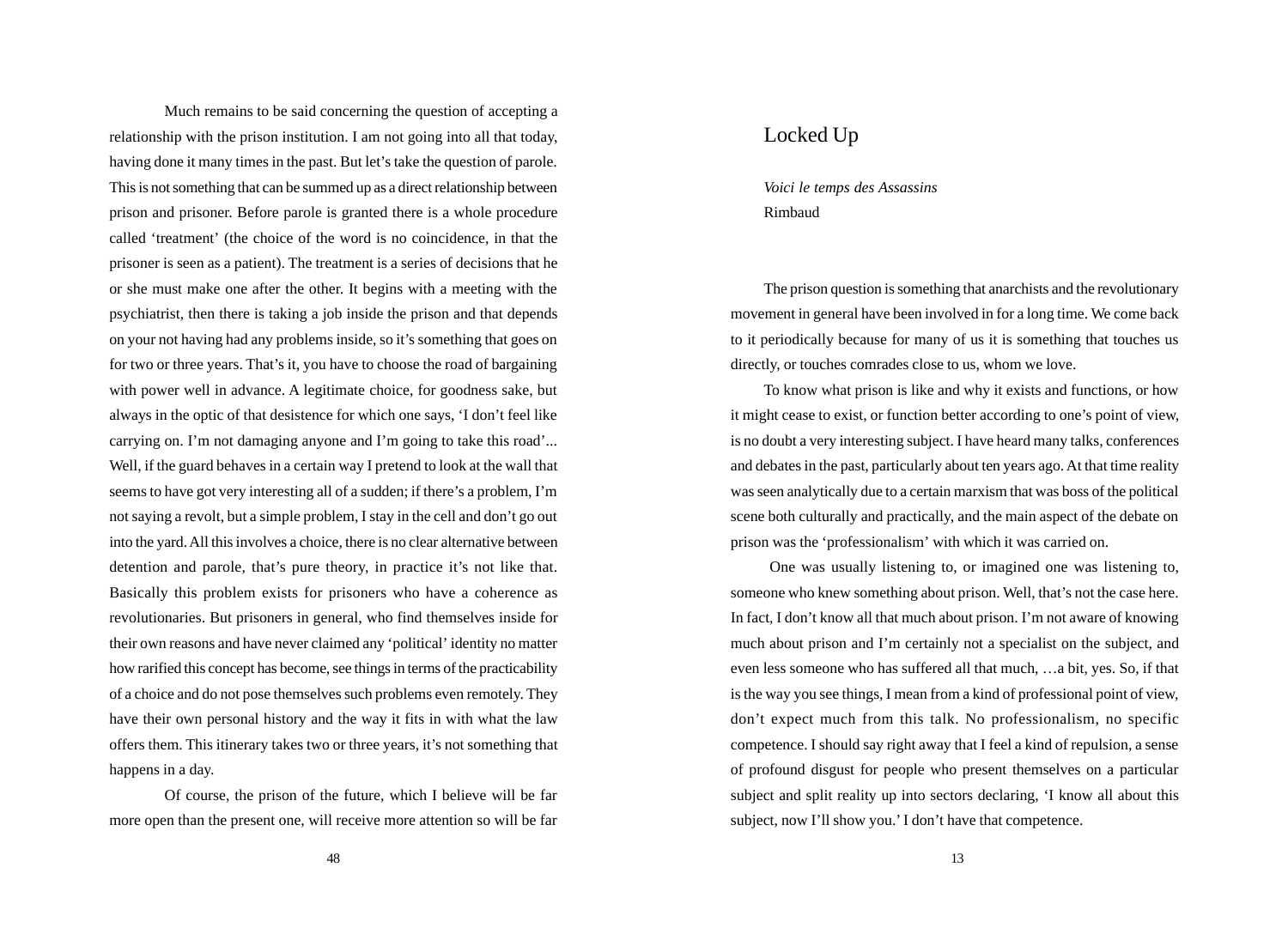Much remains to be said concerning the question of accepting a relationship with the prison institution. I am not going into all that today, having done it many times in the past. But let's take the question of parole. This is not something that can be summed up as a direct relationship between prison and prisoner. Before parole is granted there is a whole procedure called 'treatment' (the choice of the word is no coincidence, in that the prisoner is seen as a patient). The treatment is a series of decisions that he or she must make one after the other. It begins with a meeting with the psychiatrist, then there is taking a job inside the prison and that depends on your not having had any problems inside, so it's something that goes on for two or three years. That's it, you have to choose the road of bargaining with power well in advance. A legitimate choice, for goodness sake, but always in the optic of that desistence for which one says, 'I don't feel like carrying on. I'm not damaging anyone and I'm going to take this road'... Well, if the guard behaves in a certain way I pretend to look at the wall that seems to have got very interesting all of a sudden; if there's a problem, I'm not saying a revolt, but a simple problem, I stay in the cell and don't go out into the yard. All this involves a choice, there is no clear alternative between detention and parole, that's pure theory, in practice it's not like that. Basically this problem exists for prisoners who have a coherence as revolutionaries. But prisoners in general, who find themselves inside for their own reasons and have never claimed any 'political' identity no matter how rarified this concept has become, see things in terms of the practicability of a choice and do not pose themselves such problems even remotely. They have their own personal history and the way it fits in with what the law offers them. This itinerary takes two or three years, it's not something that happens in a day.

Of course, the prison of the future, which I believe will be far more open than the present one, will receive more attention so will be far

# Locked Up

*Voici le temps des Assassins*
Rimbaud

The prison question is something that anarchists and the revolutionary movement in general have been involved in for a long time. We come back to it periodically because for many of us it is something that touches us directly, or touches comrades close to us, whom we love.

To know what prison is like and why it exists and functions, or how it might cease to exist, or function better according to one's point of view, is no doubt a very interesting subject. I have heard many talks, conferences and debates in the past, particularly about ten years ago. At that time reality was seen analytically due to a certain marxism that was boss of the political scene both culturally and practically, and the main aspect of the debate on prison was the 'professionalism' with which it was carried on.

One was usually listening to, or imagined one was listening to, someone who knew something about prison. Well, that's not the case here. In fact, I don't know all that much about prison. I'm not aware of knowing much about prison and I'm certainly not a specialist on the subject, and even less someone who has suffered all that much, …a bit, yes. So, if that is the way you see things, I mean from a kind of professional point of view, don't expect much from this talk. No professionalism, no specific competence. I should say right away that I feel a kind of repulsion, a sense of profound disgust for people who present themselves on a particular subject and split reality up into sectors declaring, 'I know all about this subject, now I'll show you.' I don't have that competence.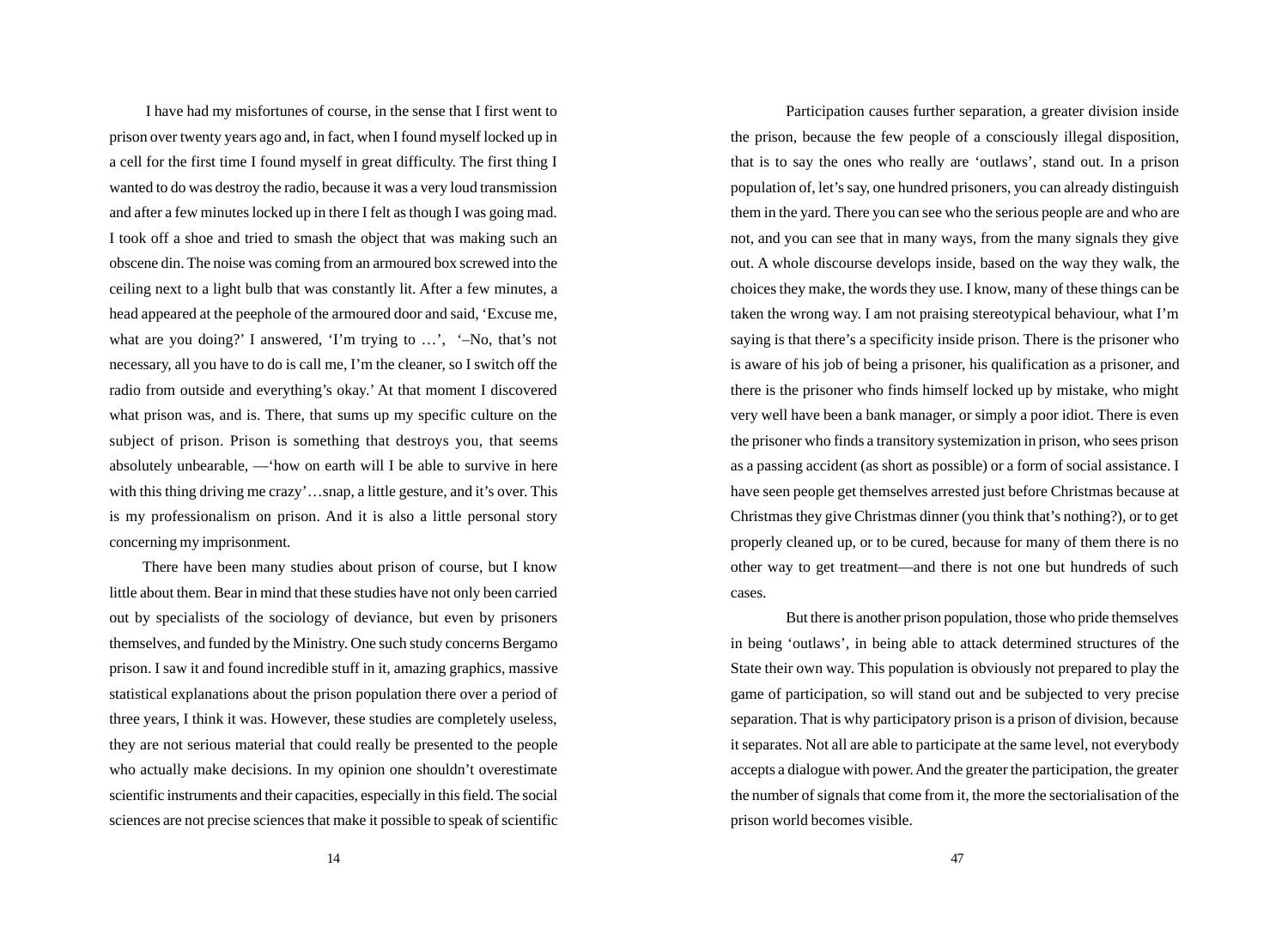I have had my misfortunes of course, in the sense that I first went to prison over twenty years ago and, in fact, when I found myself locked up in a cell for the first time I found myself in great difficulty. The first thing I wanted to do was destroy the radio, because it was a very loud transmission and after a few minutes locked up in there I felt as though I was going mad. I took off a shoe and tried to smash the object that was making such an obscene din. The noise was coming from an armoured box screwed into the ceiling next to a light bulb that was constantly lit. After a few minutes, a head appeared at the peephole of the armoured door and said, 'Excuse me, what are you doing?' I answered, 'I'm trying to …', '–No, that's not necessary, all you have to do is call me, I'm the cleaner, so I switch off the radio from outside and everything's okay.' At that moment I discovered what prison was, and is. There, that sums up my specific culture on the subject of prison. Prison is something that destroys you, that seems absolutely unbearable, —'how on earth will I be able to survive in here with this thing driving me crazy'…snap, a little gesture, and it's over. This is my professionalism on prison. And it is also a little personal story concerning my imprisonment.

There have been many studies about prison of course, but I know little about them. Bear in mind that these studies have not only been carried out by specialists of the sociology of deviance, but even by prisoners themselves, and funded by the Ministry. One such study concerns Bergamo prison. I saw it and found incredible stuff in it, amazing graphics, massive statistical explanations about the prison population there over a period of three years, I think it was. However, these studies are completely useless, they are not serious material that could really be presented to the people who actually make decisions. In my opinion one shouldn't overestimate scientific instruments and their capacities, especially in this field. The social sciences are not precise sciences that make it possible to speak of scientific

Participation causes further separation, a greater division inside the prison, because the few people of a consciously illegal disposition, that is to say the ones who really are 'outlaws', stand out. In a prison population of, let's say, one hundred prisoners, you can already distinguish them in the yard. There you can see who the serious people are and who are not, and you can see that in many ways, from the many signals they give out. A whole discourse develops inside, based on the way they walk, the choices they make, the words they use. I know, many of these things can be taken the wrong way. I am not praising stereotypical behaviour, what I'm saying is that there's a specificity inside prison. There is the prisoner who is aware of his job of being a prisoner, his qualification as a prisoner, and there is the prisoner who finds himself locked up by mistake, who might very well have been a bank manager, or simply a poor idiot. There is even the prisoner who finds a transitory systemization in prison, who sees prison as a passing accident (as short as possible) or a form of social assistance. I have seen people get themselves arrested just before Christmas because at Christmas they give Christmas dinner (you think that's nothing?), or to get properly cleaned up, or to be cured, because for many of them there is no other way to get treatment—and there is not one but hundreds of such cases.

But there is another prison population, those who pride themselves in being 'outlaws', in being able to attack determined structures of the State their own way. This population is obviously not prepared to play the game of participation, so will stand out and be subjected to very precise separation. That is why participatory prison is a prison of division, because it separates. Not all are able to participate at the same level, not everybody accepts a dialogue with power. And the greater the participation, the greater the number of signals that come from it, the more the sectorialisation of the prison world becomes visible.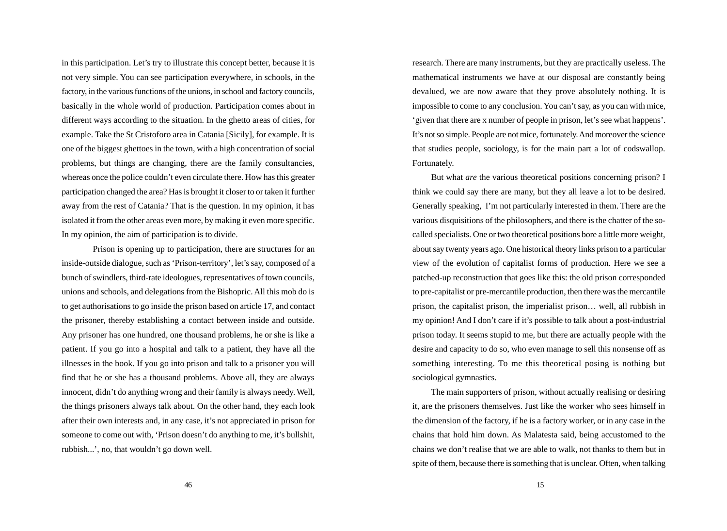in this participation. Let's try to illustrate this concept better, because it is not very simple. You can see participation everywhere, in schools, in the factory, in the various functions of the unions, in school and factory councils, basically in the whole world of production. Participation comes about in different ways according to the situation. In the ghetto areas of cities, for example. Take the St Cristoforo area in Catania [Sicily], for example. It is one of the biggest ghettoes in the town, with a high concentration of social problems, but things are changing, there are the family consultancies, whereas once the police couldn't even circulate there. How has this greater participation changed the area? Has is brought it closer to or taken it further away from the rest of Catania? That is the question. In my opinion, it has isolated it from the other areas even more, by making it even more specific. In my opinion, the aim of participation is to divide.

Prison is opening up to participation, there are structures for an inside-outside dialogue, such as 'Prison-territory', let's say, composed of a bunch of swindlers, third-rate ideologues, representatives of town councils, unions and schools, and delegations from the Bishopric. All this mob do is to get authorisations to go inside the prison based on article 17, and contact the prisoner, thereby establishing a contact between inside and outside. Any prisoner has one hundred, one thousand problems, he or she is like a patient. If you go into a hospital and talk to a patient, they have all the illnesses in the book. If you go into prison and talk to a prisoner you will find that he or she has a thousand problems. Above all, they are always innocent, didn't do anything wrong and their family is always needy. Well, the things prisoners always talk about. On the other hand, they each look after their own interests and, in any case, it's not appreciated in prison for someone to come out with, 'Prison doesn't do anything to me, it's bullshit, rubbish...', no, that wouldn't go down well.

research. There are many instruments, but they are practically useless. The mathematical instruments we have at our disposal are constantly being devalued, we are now aware that they prove absolutely nothing. It is impossible to come to any conclusion. You can't say, as you can with mice, 'given that there are x number of people in prison, let's see what happens'. It's not so simple. People are not mice, fortunately. And moreover the science that studies people, sociology, is for the main part a lot of codswallop. Fortunately.

But what *are* the various theoretical positions concerning prison? I think we could say there are many, but they all leave a lot to be desired. Generally speaking, I'm not particularly interested in them. There are the various disquisitions of the philosophers, and there is the chatter of the so-called specialists. One or two theoretical positions bore a little more weight, about say twenty years ago. One historical theory links prison to a particular view of the evolution of capitalist forms of production. Here we see a patched-up reconstruction that goes like this: the old prison corresponded to pre-capitalist or pre-mercantile production, then there was the mercantile prison, the capitalist prison, the imperialist prison… well, all rubbish in my opinion! And I don't care if it's possible to talk about a post-industrial prison today. It seems stupid to me, but there are actually people with the desire and capacity to do so, who even manage to sell this nonsense off as something interesting. To me this theoretical posing is nothing but sociological gymnastics.

The main supporters of prison, without actually realising or desiring it, are the prisoners themselves. Just like the worker who sees himself in the dimension of the factory, if he is a factory worker, or in any case in the chains that hold him down. As Malatesta said, being accustomed to the chains we don't realise that we are able to walk, not thanks to them but in spite of them, because there is something that is unclear. Often, when talking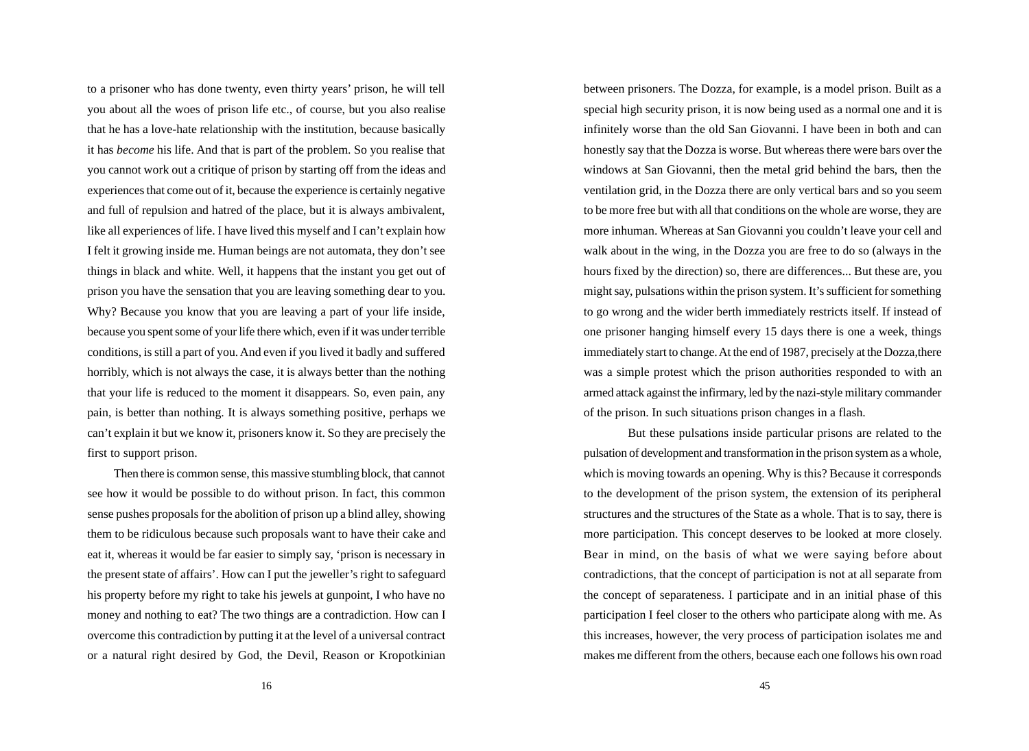to a prisoner who has done twenty, even thirty years' prison, he will tell you about all the woes of prison life etc., of course, but you also realise that he has a love-hate relationship with the institution, because basically it has *become* his life. And that is part of the problem. So you realise that you cannot work out a critique of prison by starting off from the ideas and experiences that come out of it, because the experience is certainly negative and full of repulsion and hatred of the place, but it is always ambivalent, like all experiences of life. I have lived this myself and I can't explain how I felt it growing inside me. Human beings are not automata, they don't see things in black and white. Well, it happens that the instant you get out of prison you have the sensation that you are leaving something dear to you. Why? Because you know that you are leaving a part of your life inside, because you spent some of your life there which, even if it was under terrible conditions, is still a part of you. And even if you lived it badly and suffered horribly, which is not always the case, it is always better than the nothing that your life is reduced to the moment it disappears. So, even pain, any pain, is better than nothing. It is always something positive, perhaps we can't explain it but we know it, prisoners know it. So they are precisely the first to support prison.

Then there is common sense, this massive stumbling block, that cannot see how it would be possible to do without prison. In fact, this common sense pushes proposals for the abolition of prison up a blind alley, showing them to be ridiculous because such proposals want to have their cake and eat it, whereas it would be far easier to simply say, 'prison is necessary in the present state of affairs'. How can I put the jeweller's right to safeguard his property before my right to take his jewels at gunpoint, I who have no money and nothing to eat? The two things are a contradiction. How can I overcome this contradiction by putting it at the level of a universal contract or a natural right desired by God, the Devil, Reason or Kropotkinian

between prisoners. The Dozza, for example, is a model prison. Built as a special high security prison, it is now being used as a normal one and it is infinitely worse than the old San Giovanni. I have been in both and can honestly say that the Dozza is worse. But whereas there were bars over the windows at San Giovanni, then the metal grid behind the bars, then the ventilation grid, in the Dozza there are only vertical bars and so you seem to be more free but with all that conditions on the whole are worse, they are more inhuman. Whereas at San Giovanni you couldn't leave your cell and walk about in the wing, in the Dozza you are free to do so (always in the hours fixed by the direction) so, there are differences... But these are, you might say, pulsations within the prison system. It's sufficient for something to go wrong and the wider berth immediately restricts itself. If instead of one prisoner hanging himself every 15 days there is one a week, things immediately start to change. At the end of 1987, precisely at the Dozza,there was a simple protest which the prison authorities responded to with an armed attack against the infirmary, led by the nazi-style military commander of the prison. In such situations prison changes in a flash.

But these pulsations inside particular prisons are related to the pulsation of development and transformation in the prison system as a whole, which is moving towards an opening. Why is this? Because it corresponds to the development of the prison system, the extension of its peripheral structures and the structures of the State as a whole. That is to say, there is more participation. This concept deserves to be looked at more closely. Bear in mind, on the basis of what we were saying before about contradictions, that the concept of participation is not at all separate from the concept of separateness. I participate and in an initial phase of this participation I feel closer to the others who participate along with me. As this increases, however, the very process of participation isolates me and makes me different from the others, because each one follows his own road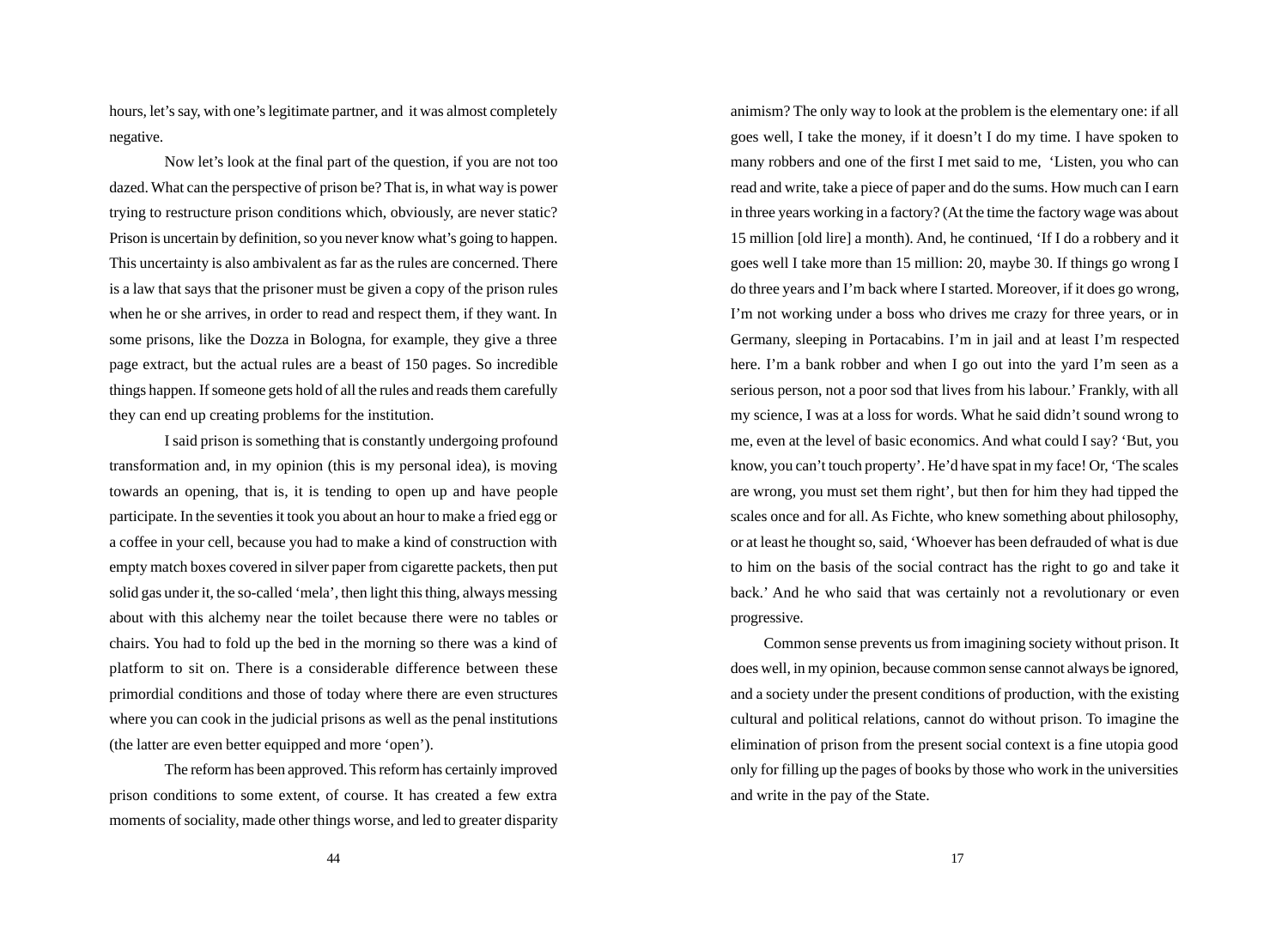hours, let's say, with one's legitimate partner, and it was almost completely negative.

Now let's look at the final part of the question, if you are not too dazed. What can the perspective of prison be? That is, in what way is power trying to restructure prison conditions which, obviously, are never static? Prison is uncertain by definition, so you never know what's going to happen. This uncertainty is also ambivalent as far as the rules are concerned. There is a law that says that the prisoner must be given a copy of the prison rules when he or she arrives, in order to read and respect them, if they want. In some prisons, like the Dozza in Bologna, for example, they give a three page extract, but the actual rules are a beast of 150 pages. So incredible things happen. If someone gets hold of all the rules and reads them carefully they can end up creating problems for the institution.

I said prison is something that is constantly undergoing profound transformation and, in my opinion (this is my personal idea), is moving towards an opening, that is, it is tending to open up and have people participate. In the seventies it took you about an hour to make a fried egg or a coffee in your cell, because you had to make a kind of construction with empty match boxes covered in silver paper from cigarette packets, then put solid gas under it, the so-called 'mela', then light this thing, always messing about with this alchemy near the toilet because there were no tables or chairs. You had to fold up the bed in the morning so there was a kind of platform to sit on. There is a considerable difference between these primordial conditions and those of today where there are even structures where you can cook in the judicial prisons as well as the penal institutions (the latter are even better equipped and more 'open').

The reform has been approved. This reform has certainly improved prison conditions to some extent, of course. It has created a few extra moments of sociality, made other things worse, and led to greater disparity

animism? The only way to look at the problem is the elementary one: if all goes well, I take the money, if it doesn't I do my time. I have spoken to many robbers and one of the first I met said to me, 'Listen, you who can read and write, take a piece of paper and do the sums. How much can I earn in three years working in a factory? (At the time the factory wage was about 15 million [old lire] a month). And, he continued, 'If I do a robbery and it goes well I take more than 15 million: 20, maybe 30. If things go wrong I do three years and I'm back where I started. Moreover, if it does go wrong, I'm not working under a boss who drives me crazy for three years, or in Germany, sleeping in Portacabins. I'm in jail and at least I'm respected here. I'm a bank robber and when I go out into the yard I'm seen as a serious person, not a poor sod that lives from his labour.' Frankly, with all my science, I was at a loss for words. What he said didn't sound wrong to me, even at the level of basic economics. And what could I say? 'But, you know, you can't touch property'. He'd have spat in my face! Or, 'The scales are wrong, you must set them right', but then for him they had tipped the scales once and for all. As Fichte, who knew something about philosophy, or at least he thought so, said, 'Whoever has been defrauded of what is due to him on the basis of the social contract has the right to go and take it back.' And he who said that was certainly not a revolutionary or even progressive.

Common sense prevents us from imagining society without prison. It does well, in my opinion, because common sense cannot always be ignored, and a society under the present conditions of production, with the existing cultural and political relations, cannot do without prison. To imagine the elimination of prison from the present social context is a fine utopia good only for filling up the pages of books by those who work in the universities and write in the pay of the State.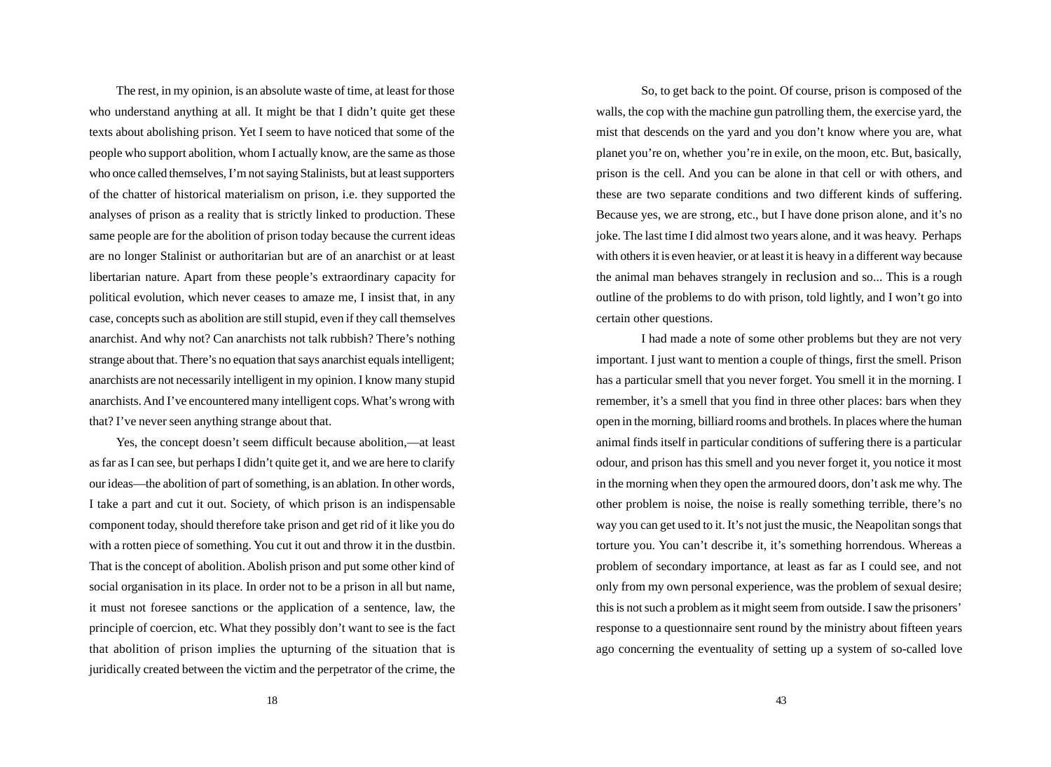The rest, in my opinion, is an absolute waste of time, at least for those who understand anything at all. It might be that I didn't quite get these texts about abolishing prison. Yet I seem to have noticed that some of the people who support abolition, whom I actually know, are the same as those who once called themselves, I'm not saying Stalinists, but at least supporters of the chatter of historical materialism on prison, i.e. they supported the analyses of prison as a reality that is strictly linked to production. These same people are for the abolition of prison today because the current ideas are no longer Stalinist or authoritarian but are of an anarchist or at least libertarian nature. Apart from these people's extraordinary capacity for political evolution, which never ceases to amaze me, I insist that, in any case, concepts such as abolition are still stupid, even if they call themselves anarchist. And why not? Can anarchists not talk rubbish? There's nothing strange about that. There's no equation that says anarchist equals intelligent; anarchists are not necessarily intelligent in my opinion. I know many stupid anarchists. And I've encountered many intelligent cops. What's wrong with that? I've never seen anything strange about that.

Yes, the concept doesn't seem difficult because abolition,—at least as far as I can see, but perhaps I didn't quite get it, and we are here to clarify our ideas—the abolition of part of something, is an ablation. In other words, I take a part and cut it out. Society, of which prison is an indispensable component today, should therefore take prison and get rid of it like you do with a rotten piece of something. You cut it out and throw it in the dustbin. That is the concept of abolition. Abolish prison and put some other kind of social organisation in its place. In order not to be a prison in all but name, it must not foresee sanctions or the application of a sentence, law, the principle of coercion, etc. What they possibly don't want to see is the fact that abolition of prison implies the upturning of the situation that is juridically created between the victim and the perpetrator of the crime, the

So, to get back to the point. Of course, prison is composed of the walls, the cop with the machine gun patrolling them, the exercise yard, the mist that descends on the yard and you don't know where you are, what planet you're on, whether you're in exile, on the moon, etc. But, basically, prison is the cell. And you can be alone in that cell or with others, and these are two separate conditions and two different kinds of suffering. Because yes, we are strong, etc., but I have done prison alone, and it's no joke. The last time I did almost two years alone, and it was heavy. Perhaps with others it is even heavier, or at least it is heavy in a different way because the animal man behaves strangely in reclusion and so... This is a rough outline of the problems to do with prison, told lightly, and I won't go into certain other questions.

I had made a note of some other problems but they are not very important. I just want to mention a couple of things, first the smell. Prison has a particular smell that you never forget. You smell it in the morning. I remember, it's a smell that you find in three other places: bars when they open in the morning, billiard rooms and brothels. In places where the human animal finds itself in particular conditions of suffering there is a particular odour, and prison has this smell and you never forget it, you notice it most in the morning when they open the armoured doors, don't ask me why. The other problem is noise, the noise is really something terrible, there's no way you can get used to it. It's not just the music, the Neapolitan songs that torture you. You can't describe it, it's something horrendous. Whereas a problem of secondary importance, at least as far as I could see, and not only from my own personal experience, was the problem of sexual desire; this is not such a problem as it might seem from outside. I saw the prisoners' response to a questionnaire sent round by the ministry about fifteen years ago concerning the eventuality of setting up a system of so-called love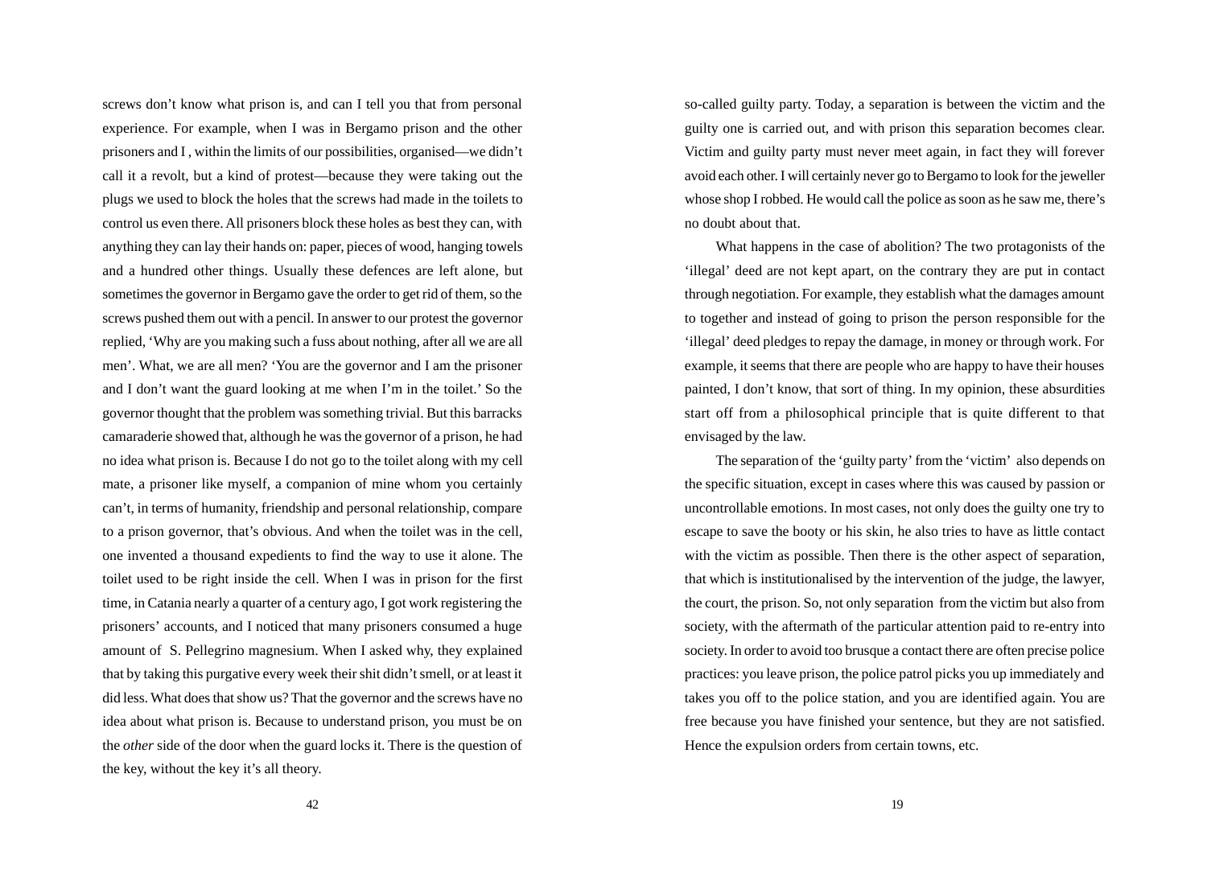screws don't know what prison is, and can I tell you that from personal experience. For example, when I was in Bergamo prison and the other prisoners and I , within the limits of our possibilities, organised—we didn't call it a revolt, but a kind of protest—because they were taking out the plugs we used to block the holes that the screws had made in the toilets to control us even there. All prisoners block these holes as best they can, with anything they can lay their hands on: paper, pieces of wood, hanging towels and a hundred other things. Usually these defences are left alone, but sometimes the governor in Bergamo gave the order to get rid of them, so the screws pushed them out with a pencil. In answer to our protest the governor replied, 'Why are you making such a fuss about nothing, after all we are all men'. What, we are all men? 'You are the governor and I am the prisoner and I don't want the guard looking at me when I'm in the toilet.' So the governor thought that the problem was something trivial. But this barracks camaraderie showed that, although he was the governor of a prison, he had no idea what prison is. Because I do not go to the toilet along with my cell mate, a prisoner like myself, a companion of mine whom you certainly can't, in terms of humanity, friendship and personal relationship, compare to a prison governor, that's obvious. And when the toilet was in the cell, one invented a thousand expedients to find the way to use it alone. The toilet used to be right inside the cell. When I was in prison for the first time, in Catania nearly a quarter of a century ago, I got work registering the prisoners' accounts, and I noticed that many prisoners consumed a huge amount of S. Pellegrino magnesium. When I asked why, they explained that by taking this purgative every week their shit didn't smell, or at least it did less. What does that show us? That the governor and the screws have no idea about what prison is. Because to understand prison, you must be on the *other* side of the door when the guard locks it. There is the question of the key, without the key it's all theory.

so-called guilty party. Today, a separation is between the victim and the guilty one is carried out, and with prison this separation becomes clear. Victim and guilty party must never meet again, in fact they will forever avoid each other. I will certainly never go to Bergamo to look for the jeweller whose shop I robbed. He would call the police as soon as he saw me, there's no doubt about that.

What happens in the case of abolition? The two protagonists of the 'illegal' deed are not kept apart, on the contrary they are put in contact through negotiation. For example, they establish what the damages amount to together and instead of going to prison the person responsible for the 'illegal' deed pledges to repay the damage, in money or through work. For example, it seems that there are people who are happy to have their houses painted, I don't know, that sort of thing. In my opinion, these absurdities start off from a philosophical principle that is quite different to that envisaged by the law.

The separation of the 'guilty party' from the 'victim' also depends on the specific situation, except in cases where this was caused by passion or uncontrollable emotions. In most cases, not only does the guilty one try to escape to save the booty or his skin, he also tries to have as little contact with the victim as possible. Then there is the other aspect of separation, that which is institutionalised by the intervention of the judge, the lawyer, the court, the prison. So, not only separation from the victim but also from society, with the aftermath of the particular attention paid to re-entry into society. In order to avoid too brusque a contact there are often precise police practices: you leave prison, the police patrol picks you up immediately and takes you off to the police station, and you are identified again. You are free because you have finished your sentence, but they are not satisfied. Hence the expulsion orders from certain towns, etc.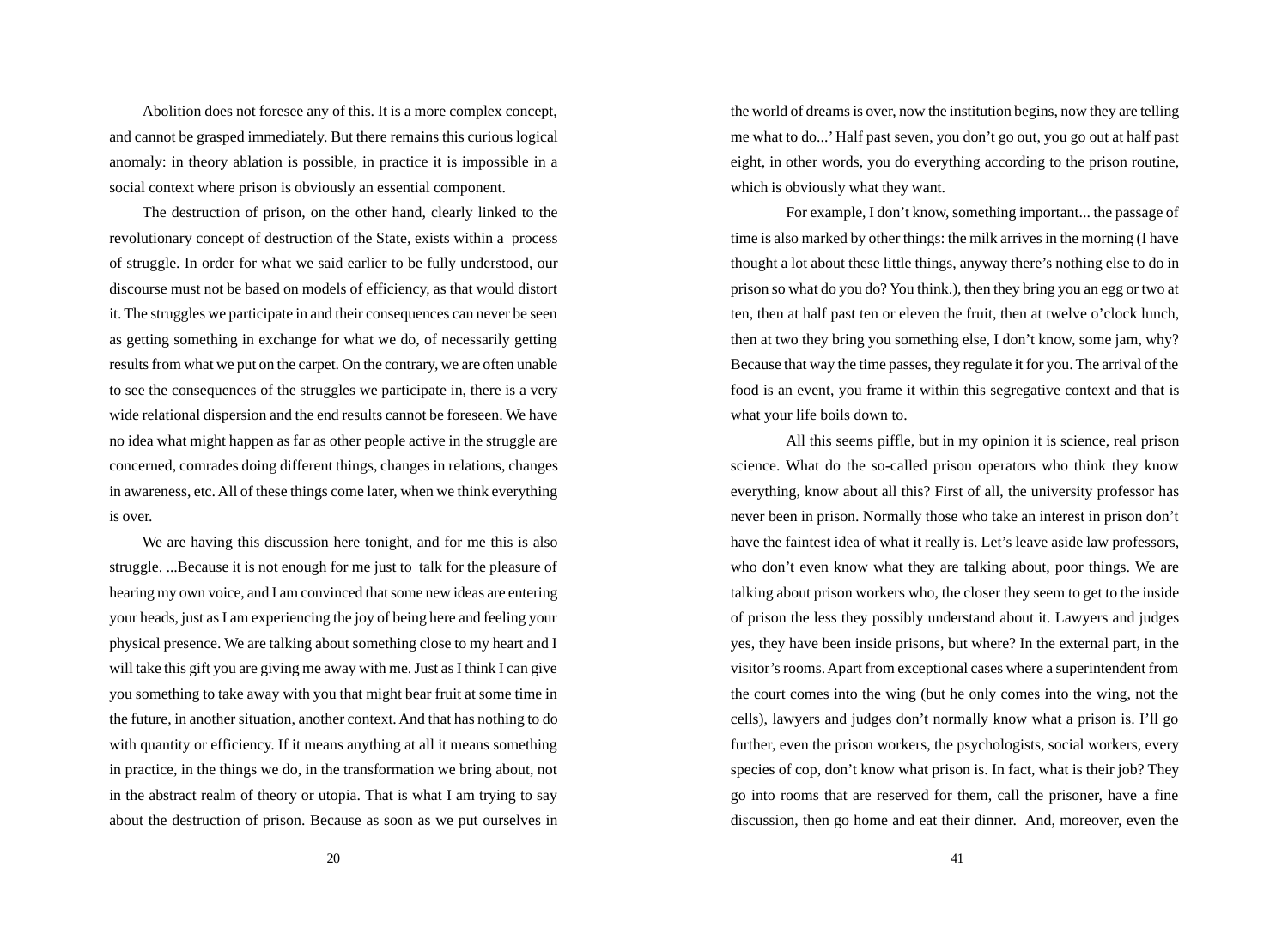Abolition does not foresee any of this. It is a more complex concept, and cannot be grasped immediately. But there remains this curious logical anomaly: in theory ablation is possible, in practice it is impossible in a social context where prison is obviously an essential component.

The destruction of prison, on the other hand, clearly linked to the revolutionary concept of destruction of the State, exists within a process of struggle. In order for what we said earlier to be fully understood, our discourse must not be based on models of efficiency, as that would distort it. The struggles we participate in and their consequences can never be seen as getting something in exchange for what we do, of necessarily getting results from what we put on the carpet. On the contrary, we are often unable to see the consequences of the struggles we participate in, there is a very wide relational dispersion and the end results cannot be foreseen. We have no idea what might happen as far as other people active in the struggle are concerned, comrades doing different things, changes in relations, changes in awareness, etc. All of these things come later, when we think everything is over.

We are having this discussion here tonight, and for me this is also struggle. ...Because it is not enough for me just to talk for the pleasure of hearing my own voice, and I am convinced that some new ideas are entering your heads, just as I am experiencing the joy of being here and feeling your physical presence. We are talking about something close to my heart and I will take this gift you are giving me away with me. Just as I think I can give you something to take away with you that might bear fruit at some time in the future, in another situation, another context. And that has nothing to do with quantity or efficiency. If it means anything at all it means something in practice, in the things we do, in the transformation we bring about, not in the abstract realm of theory or utopia. That is what I am trying to say about the destruction of prison. Because as soon as we put ourselves in

the world of dreams is over, now the institution begins, now they are telling me what to do...' Half past seven, you don't go out, you go out at half past eight, in other words, you do everything according to the prison routine, which is obviously what they want.

For example, I don't know, something important... the passage of time is also marked by other things: the milk arrives in the morning (I have thought a lot about these little things, anyway there's nothing else to do in prison so what do you do? You think.), then they bring you an egg or two at ten, then at half past ten or eleven the fruit, then at twelve o'clock lunch, then at two they bring you something else, I don't know, some jam, why? Because that way the time passes, they regulate it for you. The arrival of the food is an event, you frame it within this segregative context and that is what your life boils down to.

All this seems piffle, but in my opinion it is science, real prison science. What do the so-called prison operators who think they know everything, know about all this? First of all, the university professor has never been in prison. Normally those who take an interest in prison don't have the faintest idea of what it really is. Let's leave aside law professors, who don't even know what they are talking about, poor things. We are talking about prison workers who, the closer they seem to get to the inside of prison the less they possibly understand about it. Lawyers and judges yes, they have been inside prisons, but where? In the external part, in the visitor's rooms. Apart from exceptional cases where a superintendent from the court comes into the wing (but he only comes into the wing, not the cells), lawyers and judges don't normally know what a prison is. I'll go further, even the prison workers, the psychologists, social workers, every species of cop, don't know what prison is. In fact, what is their job? They go into rooms that are reserved for them, call the prisoner, have a fine discussion, then go home and eat their dinner. And, moreover, even the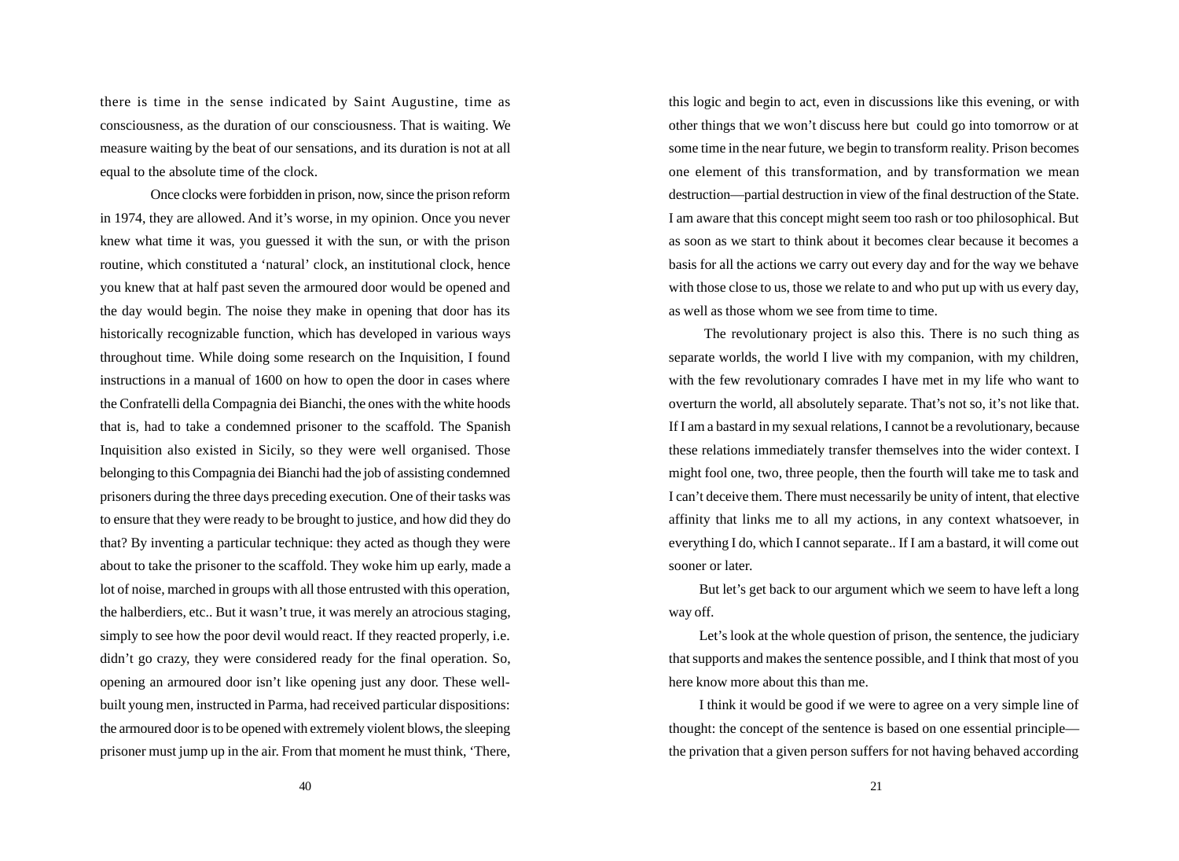there is time in the sense indicated by Saint Augustine, time as consciousness, as the duration of our consciousness. That is waiting. We measure waiting by the beat of our sensations, and its duration is not at all equal to the absolute time of the clock.

Once clocks were forbidden in prison, now, since the prison reform in 1974, they are allowed. And it's worse, in my opinion. Once you never knew what time it was, you guessed it with the sun, or with the prison routine, which constituted a 'natural' clock, an institutional clock, hence you knew that at half past seven the armoured door would be opened and the day would begin. The noise they make in opening that door has its historically recognizable function, which has developed in various ways throughout time. While doing some research on the Inquisition, I found instructions in a manual of 1600 on how to open the door in cases where the Confratelli della Compagnia dei Bianchi, the ones with the white hoods that is, had to take a condemned prisoner to the scaffold. The Spanish Inquisition also existed in Sicily, so they were well organised. Those belonging to this Compagnia dei Bianchi had the job of assisting condemned prisoners during the three days preceding execution. One of their tasks was to ensure that they were ready to be brought to justice, and how did they do that? By inventing a particular technique: they acted as though they were about to take the prisoner to the scaffold. They woke him up early, made a lot of noise, marched in groups with all those entrusted with this operation, the halberdiers, etc.. But it wasn't true, it was merely an atrocious staging, simply to see how the poor devil would react. If they reacted properly, i.e. didn't go crazy, they were considered ready for the final operation. So, opening an armoured door isn't like opening just any door. These well-built young men, instructed in Parma, had received particular dispositions: the armoured door is to be opened with extremely violent blows, the sleeping prisoner must jump up in the air. From that moment he must think, 'There,

this logic and begin to act, even in discussions like this evening, or with other things that we won't discuss here but could go into tomorrow or at some time in the near future, we begin to transform reality. Prison becomes one element of this transformation, and by transformation we mean destruction—partial destruction in view of the final destruction of the State. I am aware that this concept might seem too rash or too philosophical. But as soon as we start to think about it becomes clear because it becomes a basis for all the actions we carry out every day and for the way we behave with those close to us, those we relate to and who put up with us every day, as well as those whom we see from time to time.

The revolutionary project is also this. There is no such thing as separate worlds, the world I live with my companion, with my children, with the few revolutionary comrades I have met in my life who want to overturn the world, all absolutely separate. That's not so, it's not like that. If I am a bastard in my sexual relations, I cannot be a revolutionary, because these relations immediately transfer themselves into the wider context. I might fool one, two, three people, then the fourth will take me to task and I can't deceive them. There must necessarily be unity of intent, that elective affinity that links me to all my actions, in any context whatsoever, in everything I do, which I cannot separate.. If I am a bastard, it will come out sooner or later.

But let's get back to our argument which we seem to have left a long way off.

Let's look at the whole question of prison, the sentence, the judiciary that supports and makes the sentence possible, and I think that most of you here know more about this than me.

I think it would be good if we were to agree on a very simple line of thought: the concept of the sentence is based on one essential principle—the privation that a given person suffers for not having behaved according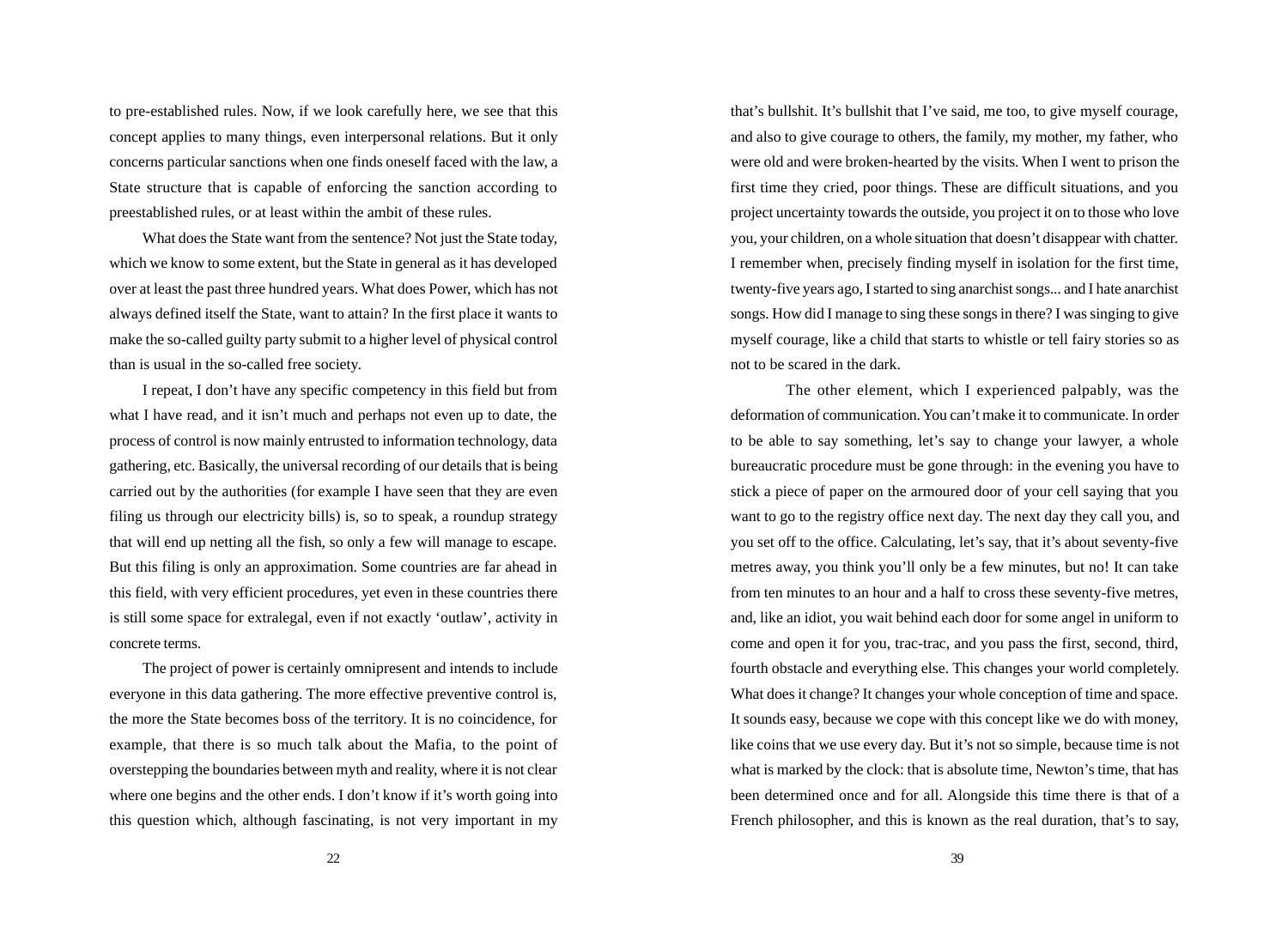to pre-established rules. Now, if we look carefully here, we see that this concept applies to many things, even interpersonal relations. But it only concerns particular sanctions when one finds oneself faced with the law, a State structure that is capable of enforcing the sanction according to preestablished rules, or at least within the ambit of these rules.

What does the State want from the sentence? Not just the State today, which we know to some extent, but the State in general as it has developed over at least the past three hundred years. What does Power, which has not always defined itself the State, want to attain? In the first place it wants to make the so-called guilty party submit to a higher level of physical control than is usual in the so-called free society.

I repeat, I don't have any specific competency in this field but from what I have read, and it isn't much and perhaps not even up to date, the process of control is now mainly entrusted to information technology, data gathering, etc. Basically, the universal recording of our details that is being carried out by the authorities (for example I have seen that they are even filing us through our electricity bills) is, so to speak, a roundup strategy that will end up netting all the fish, so only a few will manage to escape. But this filing is only an approximation. Some countries are far ahead in this field, with very efficient procedures, yet even in these countries there is still some space for extralegal, even if not exactly 'outlaw', activity in concrete terms.

The project of power is certainly omnipresent and intends to include everyone in this data gathering. The more effective preventive control is, the more the State becomes boss of the territory. It is no coincidence, for example, that there is so much talk about the Mafia, to the point of overstepping the boundaries between myth and reality, where it is not clear where one begins and the other ends. I don't know if it's worth going into this question which, although fascinating, is not very important in my

that's bullshit. It's bullshit that I've said, me too, to give myself courage, and also to give courage to others, the family, my mother, my father, who were old and were broken-hearted by the visits. When I went to prison the first time they cried, poor things. These are difficult situations, and you project uncertainty towards the outside, you project it on to those who love you, your children, on a whole situation that doesn't disappear with chatter. I remember when, precisely finding myself in isolation for the first time, twenty-five years ago, I started to sing anarchist songs... and I hate anarchist songs. How did I manage to sing these songs in there? I was singing to give myself courage, like a child that starts to whistle or tell fairy stories so as not to be scared in the dark.

The other element, which I experienced palpably, was the deformation of communication. You can't make it to communicate. In order to be able to say something, let's say to change your lawyer, a whole bureaucratic procedure must be gone through: in the evening you have to stick a piece of paper on the armoured door of your cell saying that you want to go to the registry office next day. The next day they call you, and you set off to the office. Calculating, let's say, that it's about seventy-five metres away, you think you'll only be a few minutes, but no! It can take from ten minutes to an hour and a half to cross these seventy-five metres, and, like an idiot, you wait behind each door for some angel in uniform to come and open it for you, trac-trac, and you pass the first, second, third, fourth obstacle and everything else. This changes your world completely. What does it change? It changes your whole conception of time and space. It sounds easy, because we cope with this concept like we do with money, like coins that we use every day. But it's not so simple, because time is not what is marked by the clock: that is absolute time, Newton's time, that has been determined once and for all. Alongside this time there is that of a French philosopher, and this is known as the real duration, that's to say,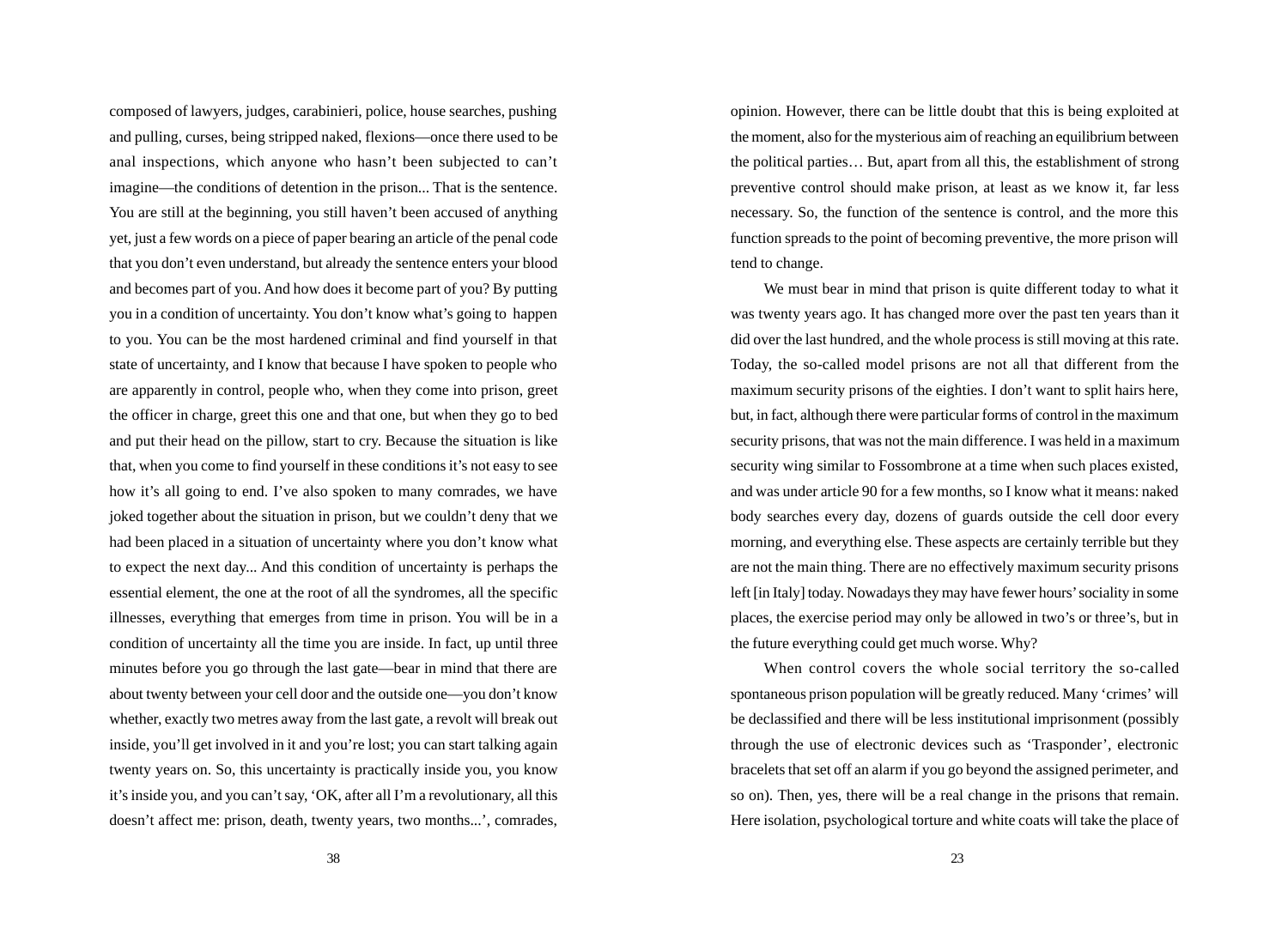composed of lawyers, judges, carabinieri, police, house searches, pushing and pulling, curses, being stripped naked, flexions—once there used to be anal inspections, which anyone who hasn't been subjected to can't imagine—the conditions of detention in the prison... That is the sentence. You are still at the beginning, you still haven't been accused of anything yet, just a few words on a piece of paper bearing an article of the penal code that you don't even understand, but already the sentence enters your blood and becomes part of you. And how does it become part of you? By putting you in a condition of uncertainty. You don't know what's going to happen to you. You can be the most hardened criminal and find yourself in that state of uncertainty, and I know that because I have spoken to people who are apparently in control, people who, when they come into prison, greet the officer in charge, greet this one and that one, but when they go to bed and put their head on the pillow, start to cry. Because the situation is like that, when you come to find yourself in these conditions it's not easy to see how it's all going to end. I've also spoken to many comrades, we have joked together about the situation in prison, but we couldn't deny that we had been placed in a situation of uncertainty where you don't know what to expect the next day... And this condition of uncertainty is perhaps the essential element, the one at the root of all the syndromes, all the specific illnesses, everything that emerges from time in prison. You will be in a condition of uncertainty all the time you are inside. In fact, up until three minutes before you go through the last gate—bear in mind that there are about twenty between your cell door and the outside one—you don't know whether, exactly two metres away from the last gate, a revolt will break out inside, you'll get involved in it and you're lost; you can start talking again twenty years on. So, this uncertainty is practically inside you, you know it's inside you, and you can't say, 'OK, after all I'm a revolutionary, all this doesn't affect me: prison, death, twenty years, two months...', comrades,

opinion. However, there can be little doubt that this is being exploited at the moment, also for the mysterious aim of reaching an equilibrium between the political parties… But, apart from all this, the establishment of strong preventive control should make prison, at least as we know it, far less necessary. So, the function of the sentence is control, and the more this function spreads to the point of becoming preventive, the more prison will tend to change.

We must bear in mind that prison is quite different today to what it was twenty years ago. It has changed more over the past ten years than it did over the last hundred, and the whole process is still moving at this rate. Today, the so-called model prisons are not all that different from the maximum security prisons of the eighties. I don't want to split hairs here, but, in fact, although there were particular forms of control in the maximum security prisons, that was not the main difference. I was held in a maximum security wing similar to Fossombrone at a time when such places existed, and was under article 90 for a few months, so I know what it means: naked body searches every day, dozens of guards outside the cell door every morning, and everything else. These aspects are certainly terrible but they are not the main thing. There are no effectively maximum security prisons left [in Italy] today. Nowadays they may have fewer hours' sociality in some places, the exercise period may only be allowed in two's or three's, but in the future everything could get much worse. Why?

When control covers the whole social territory the so-called spontaneous prison population will be greatly reduced. Many 'crimes' will be declassified and there will be less institutional imprisonment (possibly through the use of electronic devices such as 'Trasponder', electronic bracelets that set off an alarm if you go beyond the assigned perimeter, and so on). Then, yes, there will be a real change in the prisons that remain. Here isolation, psychological torture and white coats will take the place of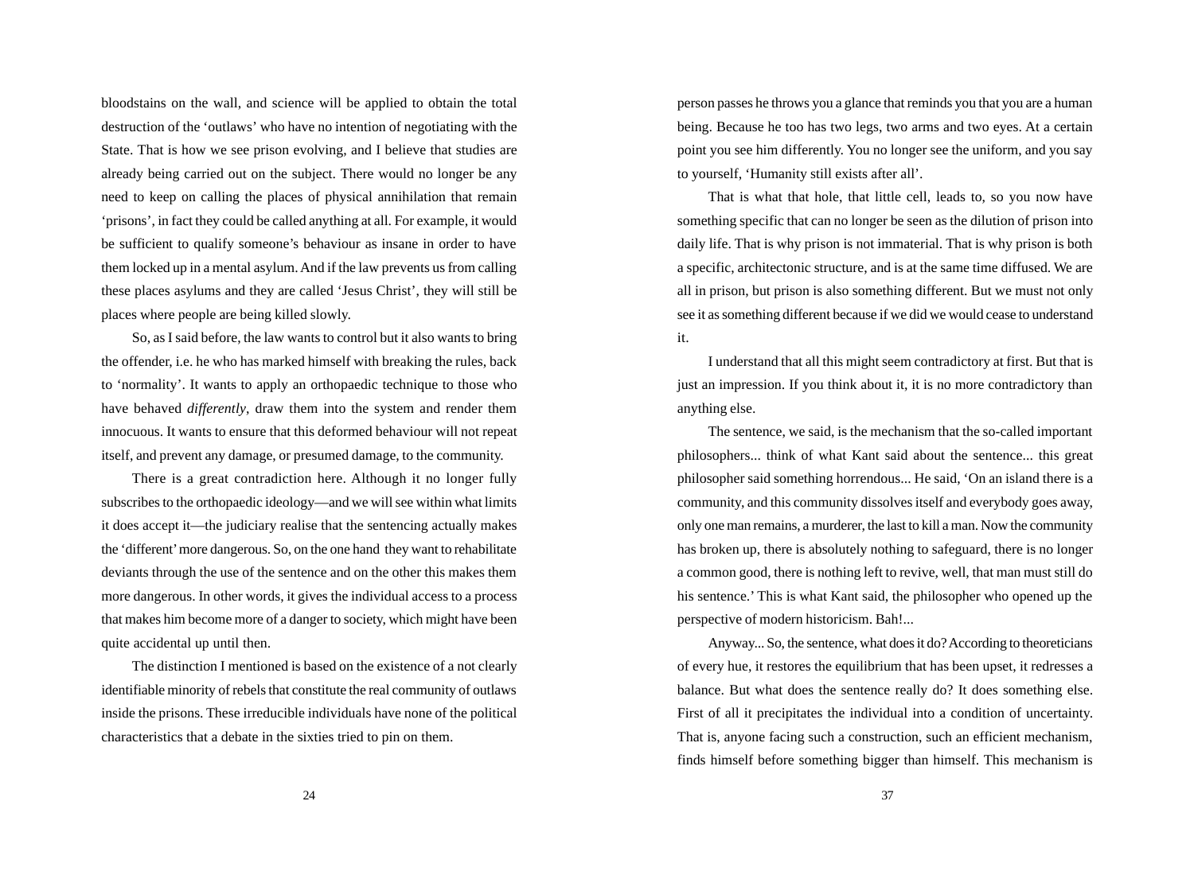bloodstains on the wall, and science will be applied to obtain the total destruction of the 'outlaws' who have no intention of negotiating with the State. That is how we see prison evolving, and I believe that studies are already being carried out on the subject. There would no longer be any need to keep on calling the places of physical annihilation that remain 'prisons', in fact they could be called anything at all. For example, it would be sufficient to qualify someone's behaviour as insane in order to have them locked up in a mental asylum. And if the law prevents us from calling these places asylums and they are called 'Jesus Christ', they will still be places where people are being killed slowly.

So, as I said before, the law wants to control but it also wants to bring the offender, i.e. he who has marked himself with breaking the rules, back to 'normality'. It wants to apply an orthopaedic technique to those who have behaved *differently*, draw them into the system and render them innocuous. It wants to ensure that this deformed behaviour will not repeat itself, and prevent any damage, or presumed damage, to the community.

There is a great contradiction here. Although it no longer fully subscribes to the orthopaedic ideology—and we will see within what limits it does accept it—the judiciary realise that the sentencing actually makes the 'different' more dangerous. So, on the one hand they want to rehabilitate deviants through the use of the sentence and on the other this makes them more dangerous. In other words, it gives the individual access to a process that makes him become more of a danger to society, which might have been quite accidental up until then.

The distinction I mentioned is based on the existence of a not clearly identifiable minority of rebels that constitute the real community of outlaws inside the prisons. These irreducible individuals have none of the political characteristics that a debate in the sixties tried to pin on them.

person passes he throws you a glance that reminds you that you are a human being. Because he too has two legs, two arms and two eyes. At a certain point you see him differently. You no longer see the uniform, and you say to yourself, 'Humanity still exists after all'.

That is what that hole, that little cell, leads to, so you now have something specific that can no longer be seen as the dilution of prison into daily life. That is why prison is not immaterial. That is why prison is both a specific, architectonic structure, and is at the same time diffused. We are all in prison, but prison is also something different. But we must not only see it as something different because if we did we would cease to understand it.

I understand that all this might seem contradictory at first. But that is just an impression. If you think about it, it is no more contradictory than anything else.

The sentence, we said, is the mechanism that the so-called important philosophers... think of what Kant said about the sentence... this great philosopher said something horrendous... He said, 'On an island there is a community, and this community dissolves itself and everybody goes away, only one man remains, a murderer, the last to kill a man. Now the community has broken up, there is absolutely nothing to safeguard, there is no longer a common good, there is nothing left to revive, well, that man must still do his sentence.' This is what Kant said, the philosopher who opened up the perspective of modern historicism. Bah!...

Anyway... So, the sentence, what does it do? According to theoreticians of every hue, it restores the equilibrium that has been upset, it redresses a balance. But what does the sentence really do? It does something else. First of all it precipitates the individual into a condition of uncertainty. That is, anyone facing such a construction, such an efficient mechanism, finds himself before something bigger than himself. This mechanism is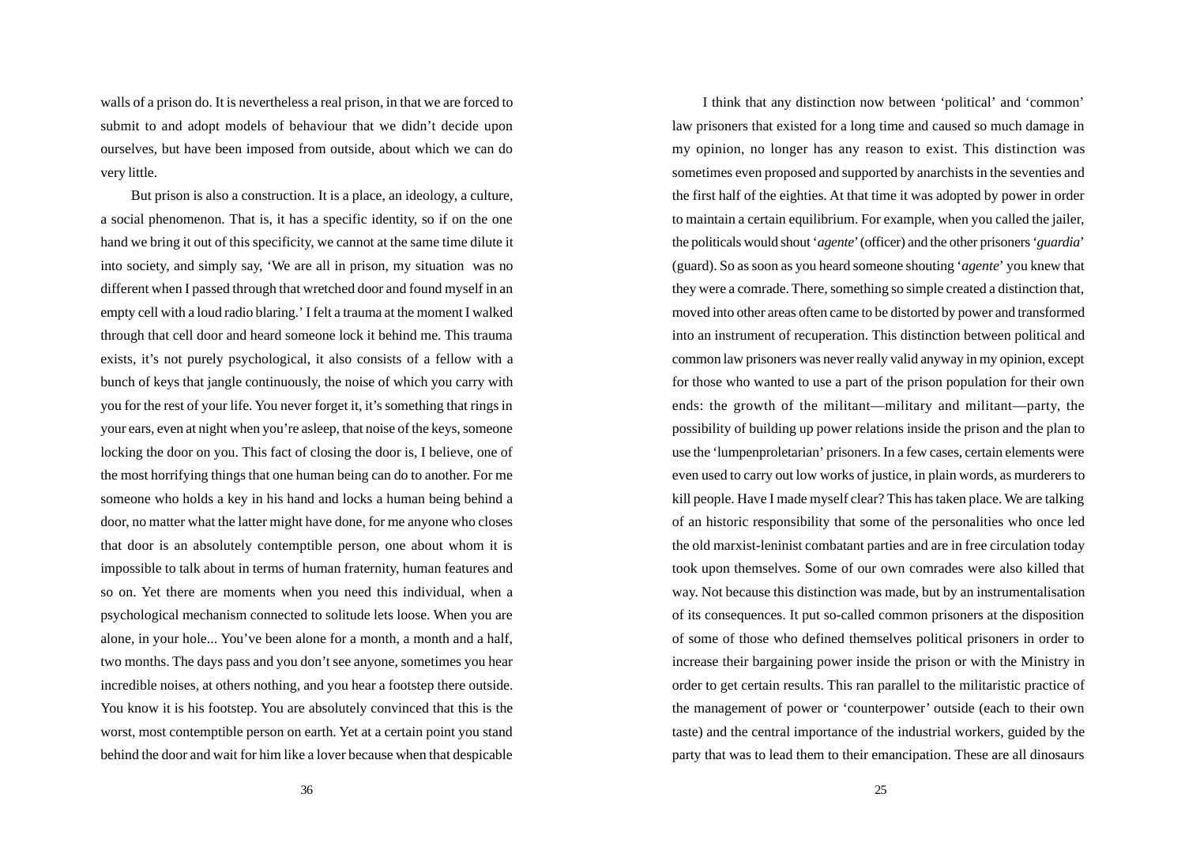walls of a prison do. It is nevertheless a real prison, in that we are forced to submit to and adopt models of behaviour that we didn't decide upon ourselves, but have been imposed from outside, about which we can do very little.

But prison is also a construction. It is a place, an ideology, a culture, a social phenomenon. That is, it has a specific identity, so if on the one hand we bring it out of this specificity, we cannot at the same time dilute it into society, and simply say, 'We are all in prison, my situation was no different when I passed through that wretched door and found myself in an empty cell with a loud radio blaring.' I felt a trauma at the moment I walked through that cell door and heard someone lock it behind me. This trauma exists, it's not purely psychological, it also consists of a fellow with a bunch of keys that jangle continuously, the noise of which you carry with you for the rest of your life. You never forget it, it's something that rings in your ears, even at night when you're asleep, that noise of the keys, someone locking the door on you. This fact of closing the door is, I believe, one of the most horrifying things that one human being can do to another. For me someone who holds a key in his hand and locks a human being behind a door, no matter what the latter might have done, for me anyone who closes that door is an absolutely contemptible person, one about whom it is impossible to talk about in terms of human fraternity, human features and so on. Yet there are moments when you need this individual, when a psychological mechanism connected to solitude lets loose. When you are alone, in your hole... You've been alone for a month, a month and a half, two months. The days pass and you don't see anyone, sometimes you hear incredible noises, at others nothing, and you hear a footstep there outside. You know it is his footstep. You are absolutely convinced that this is the worst, most contemptible person on earth. Yet at a certain point you stand behind the door and wait for him like a lover because when that despicable

I think that any distinction now between 'political' and 'common' law prisoners that existed for a long time and caused so much damage in my opinion, no longer has any reason to exist. This distinction was sometimes even proposed and supported by anarchists in the seventies and the first half of the eighties. At that time it was adopted by power in order to maintain a certain equilibrium. For example, when you called the jailer, the politicals would shout '*agente*' (officer) and the other prisoners '*guardia*' (guard). So as soon as you heard someone shouting '*agente*' you knew that they were a comrade. There, something so simple created a distinction that, moved into other areas often came to be distorted by power and transformed into an instrument of recuperation. This distinction between political and common law prisoners was never really valid anyway in my opinion, except for those who wanted to use a part of the prison population for their own ends: the growth of the militant—military and militant—party, the possibility of building up power relations inside the prison and the plan to use the 'lumpenproletarian' prisoners. In a few cases, certain elements were even used to carry out low works of justice, in plain words, as murderers to kill people. Have I made myself clear? This has taken place. We are talking of an historic responsibility that some of the personalities who once led the old marxist-leninist combatant parties and are in free circulation today took upon themselves. Some of our own comrades were also killed that way. Not because this distinction was made, but by an instrumentalisation of its consequences. It put so-called common prisoners at the disposition of some of those who defined themselves political prisoners in order to increase their bargaining power inside the prison or with the Ministry in order to get certain results. This ran parallel to the militaristic practice of the management of power or 'counterpower' outside (each to their own taste) and the central importance of the industrial workers, guided by the party that was to lead them to their emancipation. These are all dinosaurs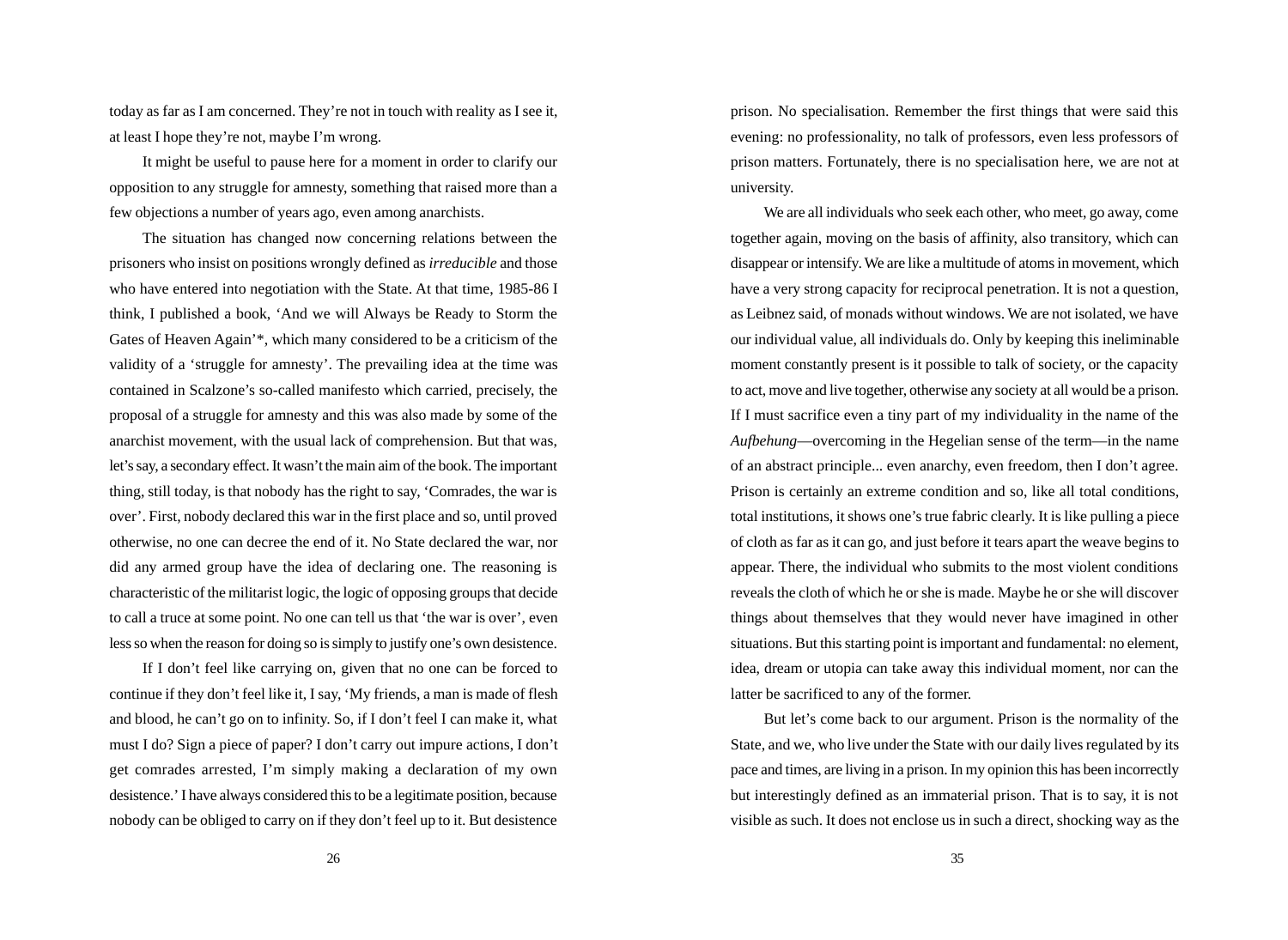today as far as I am concerned. They're not in touch with reality as I see it, at least I hope they're not, maybe I'm wrong.

It might be useful to pause here for a moment in order to clarify our opposition to any struggle for amnesty, something that raised more than a few objections a number of years ago, even among anarchists.

The situation has changed now concerning relations between the prisoners who insist on positions wrongly defined as *irreducible* and those who have entered into negotiation with the State. At that time, 1985-86 I think, I published a book, 'And we will Always be Ready to Storm the Gates of Heaven Again'*, which many considered to be a criticism of the validity of a 'struggle for amnesty'. The prevailing idea at the time was contained in Scalzone's so-called manifesto which carried, precisely, the proposal of a struggle for amnesty and this was also made by some of the anarchist movement, with the usual lack of comprehension. But that was, let's say, a secondary effect. It wasn't the main aim of the book. The important thing, still today, is that nobody has the right to say, 'Comrades, the war is over'. First, nobody declared this war in the first place and so, until proved otherwise, no one can decree the end of it. No State declared the war, nor did any armed group have the idea of declaring one. The reasoning is characteristic of the militarist logic, the logic of opposing groups that decide to call a truce at some point. No one can tell us that 'the war is over', even less so when the reason for doing so is simply to justify one's own desistence.

If I don't feel like carrying on, given that no one can be forced to continue if they don't feel like it, I say, 'My friends, a man is made of flesh and blood, he can't go on to infinity. So, if I don't feel I can make it, what must I do? Sign a piece of paper? I don't carry out impure actions, I don't get comrades arrested, I'm simply making a declaration of my own desistence.' I have always considered this to be a legitimate position, because nobody can be obliged to carry on if they don't feel up to it. But desistence

prison. No specialisation. Remember the first things that were said this evening: no professionality, no talk of professors, even less professors of prison matters. Fortunately, there is no specialisation here, we are not at university.

We are all individuals who seek each other, who meet, go away, come together again, moving on the basis of affinity, also transitory, which can disappear or intensify. We are like a multitude of atoms in movement, which have a very strong capacity for reciprocal penetration. It is not a question, as Leibnez said, of monads without windows. We are not isolated, we have our individual value, all individuals do. Only by keeping this ineliminable moment constantly present is it possible to talk of society, or the capacity to act, move and live together, otherwise any society at all would be a prison. If I must sacrifice even a tiny part of my individuality in the name of the *Aufbehung*—overcoming in the Hegelian sense of the term—in the name of an abstract principle... even anarchy, even freedom, then I don't agree. Prison is certainly an extreme condition and so, like all total conditions, total institutions, it shows one's true fabric clearly. It is like pulling a piece of cloth as far as it can go, and just before it tears apart the weave begins to appear. There, the individual who submits to the most violent conditions reveals the cloth of which he or she is made. Maybe he or she will discover things about themselves that they would never have imagined in other situations. But this starting point is important and fundamental: no element, idea, dream or utopia can take away this individual moment, nor can the latter be sacrificed to any of the former.

But let's come back to our argument. Prison is the normality of the State, and we, who live under the State with our daily lives regulated by its pace and times, are living in a prison. In my opinion this has been incorrectly but interestingly defined as an immaterial prison. That is to say, it is not visible as such. It does not enclose us in such a direct, shocking way as the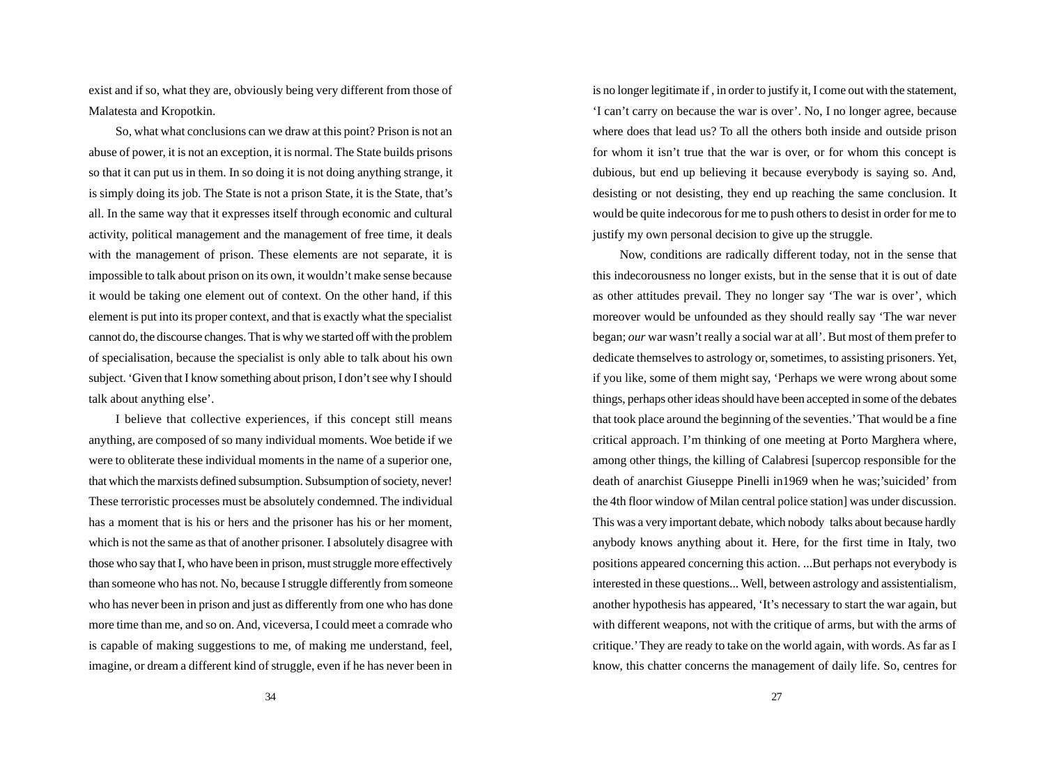exist and if so, what they are, obviously being very different from those of Malatesta and Kropotkin.

So, what what conclusions can we draw at this point? Prison is not an abuse of power, it is not an exception, it is normal. The State builds prisons so that it can put us in them. In so doing it is not doing anything strange, it is simply doing its job. The State is not a prison State, it is the State, that's all. In the same way that it expresses itself through economic and cultural activity, political management and the management of free time, it deals with the management of prison. These elements are not separate, it is impossible to talk about prison on its own, it wouldn't make sense because it would be taking one element out of context. On the other hand, if this element is put into its proper context, and that is exactly what the specialist cannot do, the discourse changes. That is why we started off with the problem of specialisation, because the specialist is only able to talk about his own subject. 'Given that I know something about prison, I don't see why I should talk about anything else'.

I believe that collective experiences, if this concept still means anything, are composed of so many individual moments. Woe betide if we were to obliterate these individual moments in the name of a superior one, that which the marxists defined subsumption. Subsumption of society, never! These terroristic processes must be absolutely condemned. The individual has a moment that is his or hers and the prisoner has his or her moment, which is not the same as that of another prisoner. I absolutely disagree with those who say that I, who have been in prison, must struggle more effectively than someone who has not. No, because I struggle differently from someone who has never been in prison and just as differently from one who has done more time than me, and so on. And, viceversa, I could meet a comrade who is capable of making suggestions to me, of making me understand, feel, imagine, or dream a different kind of struggle, even if he has never been in

is no longer legitimate if , in order to justify it, I come out with the statement, 'I can't carry on because the war is over'. No, I no longer agree, because where does that lead us? To all the others both inside and outside prison for whom it isn't true that the war is over, or for whom this concept is dubious, but end up believing it because everybody is saying so. And, desisting or not desisting, they end up reaching the same conclusion. It would be quite indecorous for me to push others to desist in order for me to justify my own personal decision to give up the struggle.

Now, conditions are radically different today, not in the sense that this indecorousness no longer exists, but in the sense that it is out of date as other attitudes prevail. They no longer say 'The war is over', which moreover would be unfounded as they should really say 'The war never began; *our* war wasn't really a social war at all'. But most of them prefer to dedicate themselves to astrology or, sometimes, to assisting prisoners. Yet, if you like, some of them might say, 'Perhaps we were wrong about some things, perhaps other ideas should have been accepted in some of the debates that took place around the beginning of the seventies.' That would be a fine critical approach. I'm thinking of one meeting at Porto Marghera where, among other things, the killing of Calabresi [supercop responsible for the death of anarchist Giuseppe Pinelli in1969 when he was;'suicided' from the 4th floor window of Milan central police station] was under discussion. This was a very important debate, which nobody talks about because hardly anybody knows anything about it. Here, for the first time in Italy, two positions appeared concerning this action. ...But perhaps not everybody is interested in these questions... Well, between astrology and assistentialism, another hypothesis has appeared, 'It's necessary to start the war again, but with different weapons, not with the critique of arms, but with the arms of critique.' They are ready to take on the world again, with words. As far as I know, this chatter concerns the management of daily life. So, centres for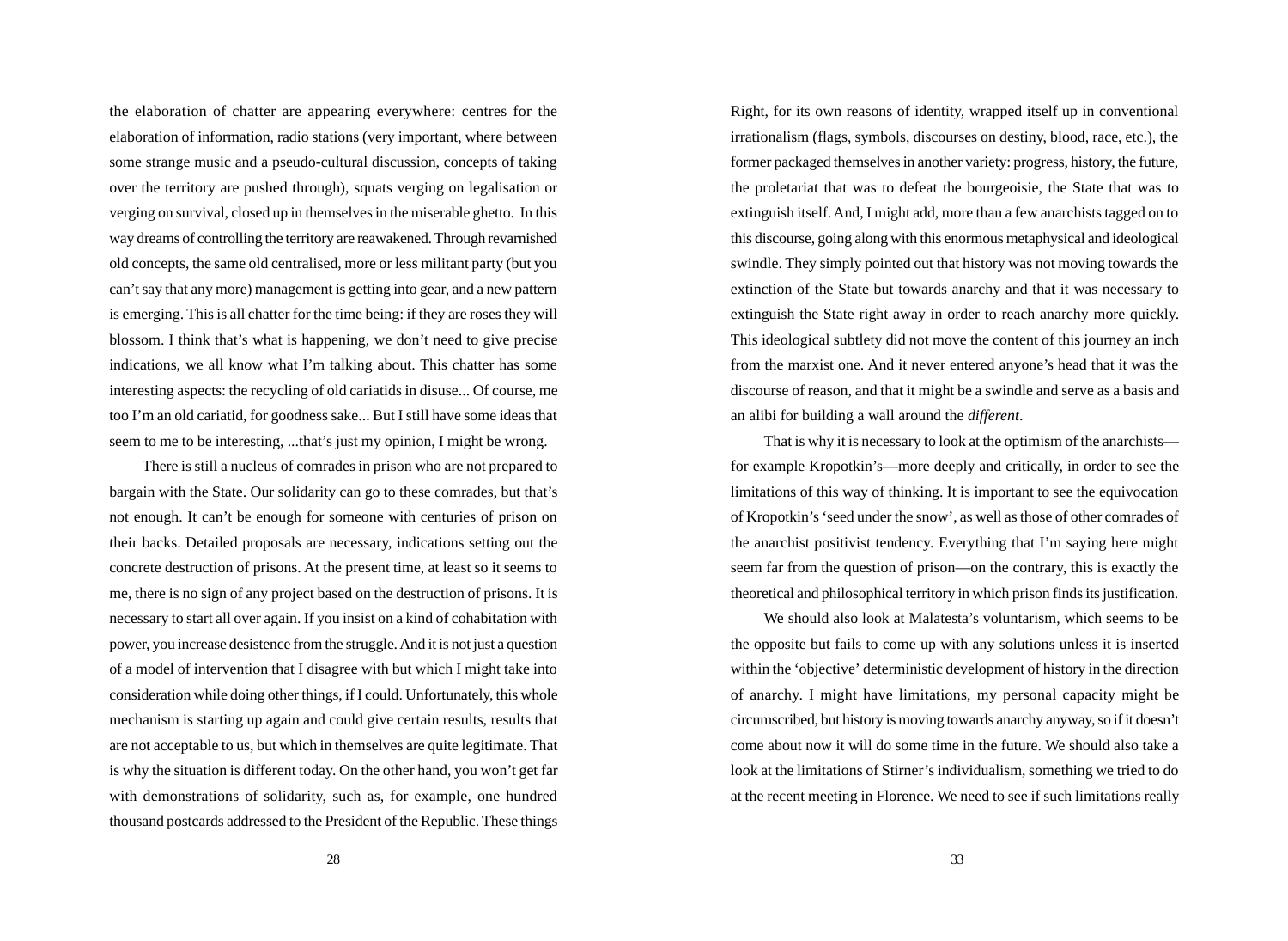the elaboration of chatter are appearing everywhere: centres for the elaboration of information, radio stations (very important, where between some strange music and a pseudo-cultural discussion, concepts of taking over the territory are pushed through), squats verging on legalisation or verging on survival, closed up in themselves in the miserable ghetto. In this way dreams of controlling the territory are reawakened. Through revarnished old concepts, the same old centralised, more or less militant party (but you can't say that any more) management is getting into gear, and a new pattern is emerging. This is all chatter for the time being: if they are roses they will blossom. I think that's what is happening, we don't need to give precise indications, we all know what I'm talking about. This chatter has some interesting aspects: the recycling of old cariatids in disuse... Of course, me too I'm an old cariatid, for goodness sake... But I still have some ideas that seem to me to be interesting, ...that's just my opinion, I might be wrong.

There is still a nucleus of comrades in prison who are not prepared to bargain with the State. Our solidarity can go to these comrades, but that's not enough. It can't be enough for someone with centuries of prison on their backs. Detailed proposals are necessary, indications setting out the concrete destruction of prisons. At the present time, at least so it seems to me, there is no sign of any project based on the destruction of prisons. It is necessary to start all over again. If you insist on a kind of cohabitation with power, you increase desistence from the struggle. And it is not just a question of a model of intervention that I disagree with but which I might take into consideration while doing other things, if I could. Unfortunately, this whole mechanism is starting up again and could give certain results, results that are not acceptable to us, but which in themselves are quite legitimate. That is why the situation is different today. On the other hand, you won't get far with demonstrations of solidarity, such as, for example, one hundred thousand postcards addressed to the President of the Republic. These things

Right, for its own reasons of identity, wrapped itself up in conventional irrationalism (flags, symbols, discourses on destiny, blood, race, etc.), the former packaged themselves in another variety: progress, history, the future, the proletariat that was to defeat the bourgeoisie, the State that was to extinguish itself. And, I might add, more than a few anarchists tagged on to this discourse, going along with this enormous metaphysical and ideological swindle. They simply pointed out that history was not moving towards the extinction of the State but towards anarchy and that it was necessary to extinguish the State right away in order to reach anarchy more quickly. This ideological subtlety did not move the content of this journey an inch from the marxist one. And it never entered anyone's head that it was the discourse of reason, and that it might be a swindle and serve as a basis and an alibi for building a wall around the *different*.

That is why it is necessary to look at the optimism of the anarchists—for example Kropotkin's—more deeply and critically, in order to see the limitations of this way of thinking. It is important to see the equivocation of Kropotkin's 'seed under the snow', as well as those of other comrades of the anarchist positivist tendency. Everything that I'm saying here might seem far from the question of prison—on the contrary, this is exactly the theoretical and philosophical territory in which prison finds its justification.

We should also look at Malatesta's voluntarism, which seems to be the opposite but fails to come up with any solutions unless it is inserted within the 'objective' deterministic development of history in the direction of anarchy. I might have limitations, my personal capacity might be circumscribed, but history is moving towards anarchy anyway, so if it doesn't come about now it will do some time in the future. We should also take a look at the limitations of Stirner's individualism, something we tried to do at the recent meeting in Florence. We need to see if such limitations really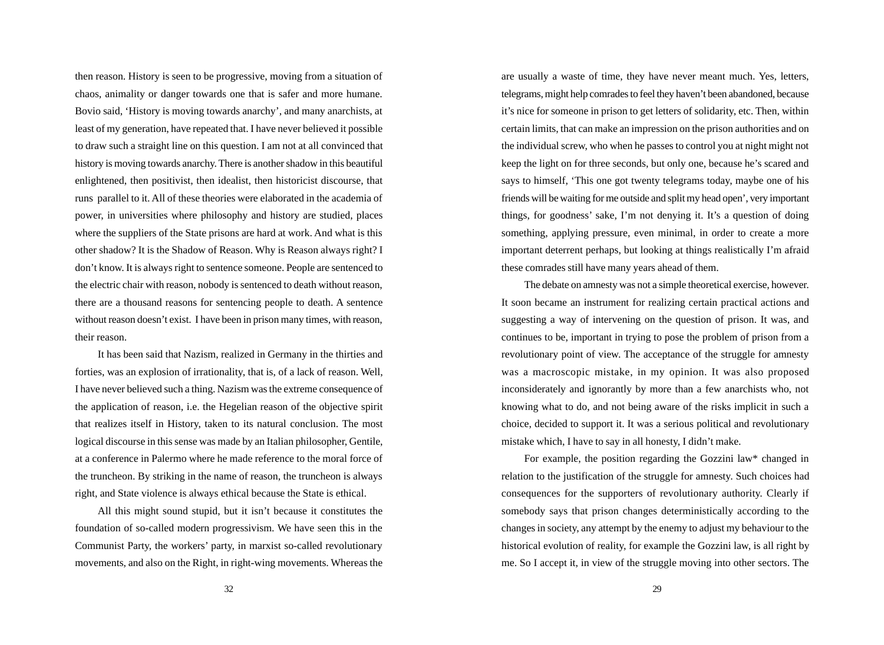then reason. History is seen to be progressive, moving from a situation of chaos, animality or danger towards one that is safer and more humane. Bovio said, 'History is moving towards anarchy', and many anarchists, at least of my generation, have repeated that. I have never believed it possible to draw such a straight line on this question. I am not at all convinced that history is moving towards anarchy. There is another shadow in this beautiful enlightened, then positivist, then idealist, then historicist discourse, that runs parallel to it. All of these theories were elaborated in the academia of power, in universities where philosophy and history are studied, places where the suppliers of the State prisons are hard at work. And what is this other shadow? It is the Shadow of Reason. Why is Reason always right? I don't know. It is always right to sentence someone. People are sentenced to the electric chair with reason, nobody is sentenced to death without reason, there are a thousand reasons for sentencing people to death. A sentence without reason doesn't exist. I have been in prison many times, with reason, their reason.

It has been said that Nazism, realized in Germany in the thirties and forties, was an explosion of irrationality, that is, of a lack of reason. Well, I have never believed such a thing. Nazism was the extreme consequence of the application of reason, i.e. the Hegelian reason of the objective spirit that realizes itself in History, taken to its natural conclusion. The most logical discourse in this sense was made by an Italian philosopher, Gentile, at a conference in Palermo where he made reference to the moral force of the truncheon. By striking in the name of reason, the truncheon is always right, and State violence is always ethical because the State is ethical.

All this might sound stupid, but it isn't because it constitutes the foundation of so-called modern progressivism. We have seen this in the Communist Party, the workers' party, in marxist so-called revolutionary movements, and also on the Right, in right-wing movements. Whereas the

are usually a waste of time, they have never meant much. Yes, letters, telegrams, might help comrades to feel they haven't been abandoned, because it's nice for someone in prison to get letters of solidarity, etc. Then, within certain limits, that can make an impression on the prison authorities and on the individual screw, who when he passes to control you at night might not keep the light on for three seconds, but only one, because he's scared and says to himself, 'This one got twenty telegrams today, maybe one of his friends will be waiting for me outside and split my head open', very important things, for goodness' sake, I'm not denying it. It's a question of doing something, applying pressure, even minimal, in order to create a more important deterrent perhaps, but looking at things realistically I'm afraid these comrades still have many years ahead of them.

The debate on amnesty was not a simple theoretical exercise, however. It soon became an instrument for realizing certain practical actions and suggesting a way of intervening on the question of prison. It was, and continues to be, important in trying to pose the problem of prison from a revolutionary point of view. The acceptance of the struggle for amnesty was a macroscopic mistake, in my opinion. It was also proposed inconsiderately and ignorantly by more than a few anarchists who, not knowing what to do, and not being aware of the risks implicit in such a choice, decided to support it. It was a serious political and revolutionary mistake which, I have to say in all honesty, I didn't make.

For example, the position regarding the Gozzini law* changed in relation to the justification of the struggle for amnesty. Such choices had consequences for the supporters of revolutionary authority. Clearly if somebody says that prison changes deterministically according to the changes in society, any attempt by the enemy to adjust my behaviour to the historical evolution of reality, for example the Gozzini law, is all right by me. So I accept it, in view of the struggle moving into other sectors. The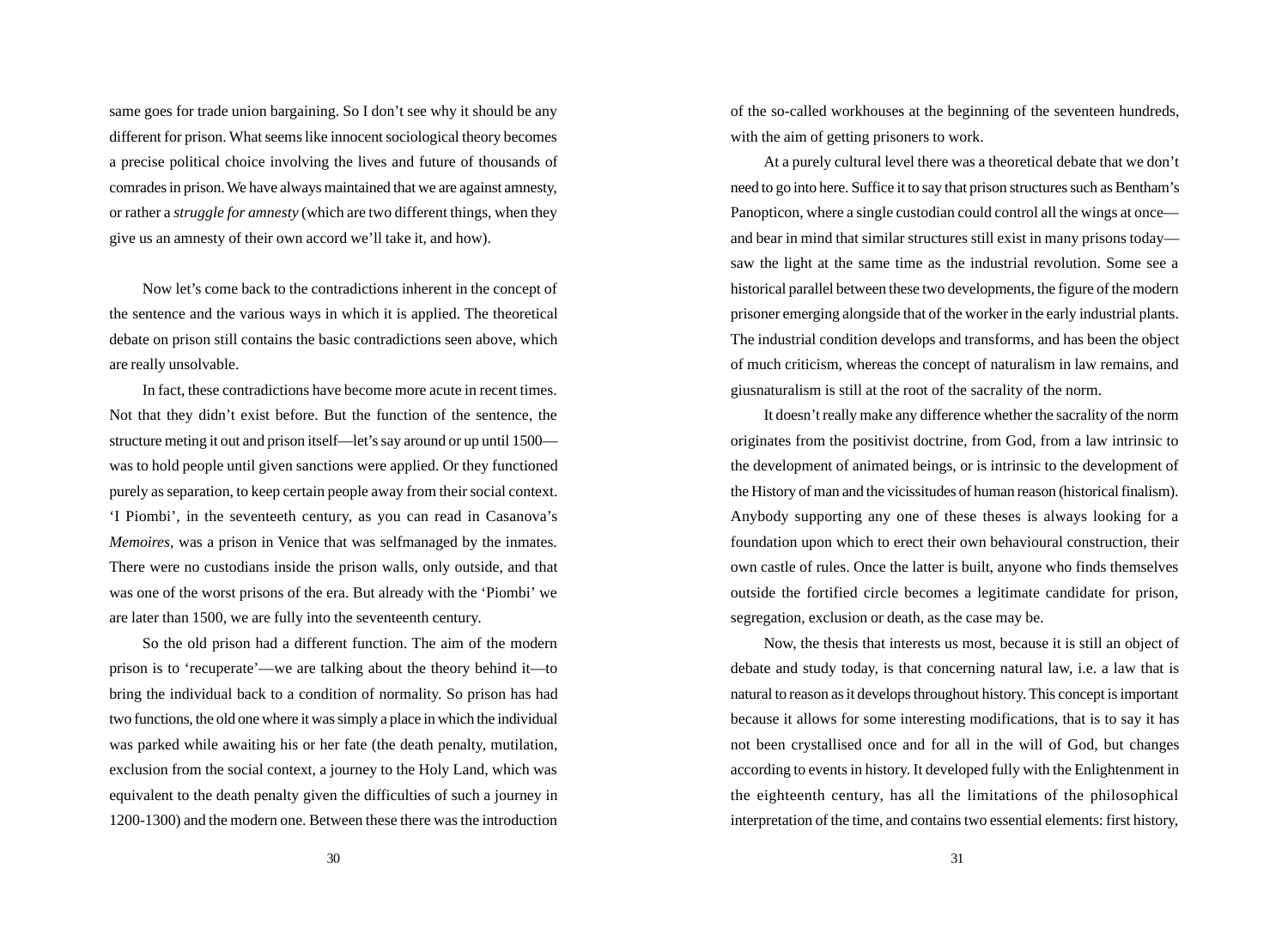same goes for trade union bargaining. So I don't see why it should be any different for prison. What seems like innocent sociological theory becomes a precise political choice involving the lives and future of thousands of comrades in prison. We have always maintained that we are against amnesty, or rather a *struggle for amnesty* (which are two different things, when they give us an amnesty of their own accord we'll take it, and how).

Now let's come back to the contradictions inherent in the concept of the sentence and the various ways in which it is applied. The theoretical debate on prison still contains the basic contradictions seen above, which are really unsolvable.

In fact, these contradictions have become more acute in recent times. Not that they didn't exist before. But the function of the sentence, the structure meting it out and prison itself—let's say around or up until 1500—was to hold people until given sanctions were applied. Or they functioned purely as separation, to keep certain people away from their social context. 'I Piombi', in the seventeeth century, as you can read in Casanova's *Memoires*, was a prison in Venice that was selfmanaged by the inmates. There were no custodians inside the prison walls, only outside, and that was one of the worst prisons of the era. But already with the 'Piombi' we are later than 1500, we are fully into the seventeenth century.

So the old prison had a different function. The aim of the modern prison is to 'recuperate'—we are talking about the theory behind it—to bring the individual back to a condition of normality. So prison has had two functions, the old one where it was simply a place in which the individual was parked while awaiting his or her fate (the death penalty, mutilation, exclusion from the social context, a journey to the Holy Land, which was equivalent to the death penalty given the difficulties of such a journey in 1200-1300) and the modern one. Between these there was the introduction of the so-called workhouses at the beginning of the seventeen hundreds, with the aim of getting prisoners to work.

At a purely cultural level there was a theoretical debate that we don't need to go into here. Suffice it to say that prison structures such as Bentham's Panopticon, where a single custodian could control all the wings at once—and bear in mind that similar structures still exist in many prisons today—saw the light at the same time as the industrial revolution. Some see a historical parallel between these two developments, the figure of the modern prisoner emerging alongside that of the worker in the early industrial plants. The industrial condition develops and transforms, and has been the object of much criticism, whereas the concept of naturalism in law remains, and giusnaturalism is still at the root of the sacrality of the norm.

It doesn't really make any difference whether the sacrality of the norm originates from the positivist doctrine, from God, from a law intrinsic to the development of animated beings, or is intrinsic to the development of the History of man and the vicissitudes of human reason (historical finalism). Anybody supporting any one of these theses is always looking for a foundation upon which to erect their own behavioural construction, their own castle of rules. Once the latter is built, anyone who finds themselves outside the fortified circle becomes a legitimate candidate for prison, segregation, exclusion or death, as the case may be.

Now, the thesis that interests us most, because it is still an object of debate and study today, is that concerning natural law, i.e. a law that is natural to reason as it develops throughout history. This concept is important because it allows for some interesting modifications, that is to say it has not been crystallised once and for all in the will of God, but changes according to events in history. It developed fully with the Enlightenment in the eighteenth century, has all the limitations of the philosophical interpretation of the time, and contains two essential elements: first history,